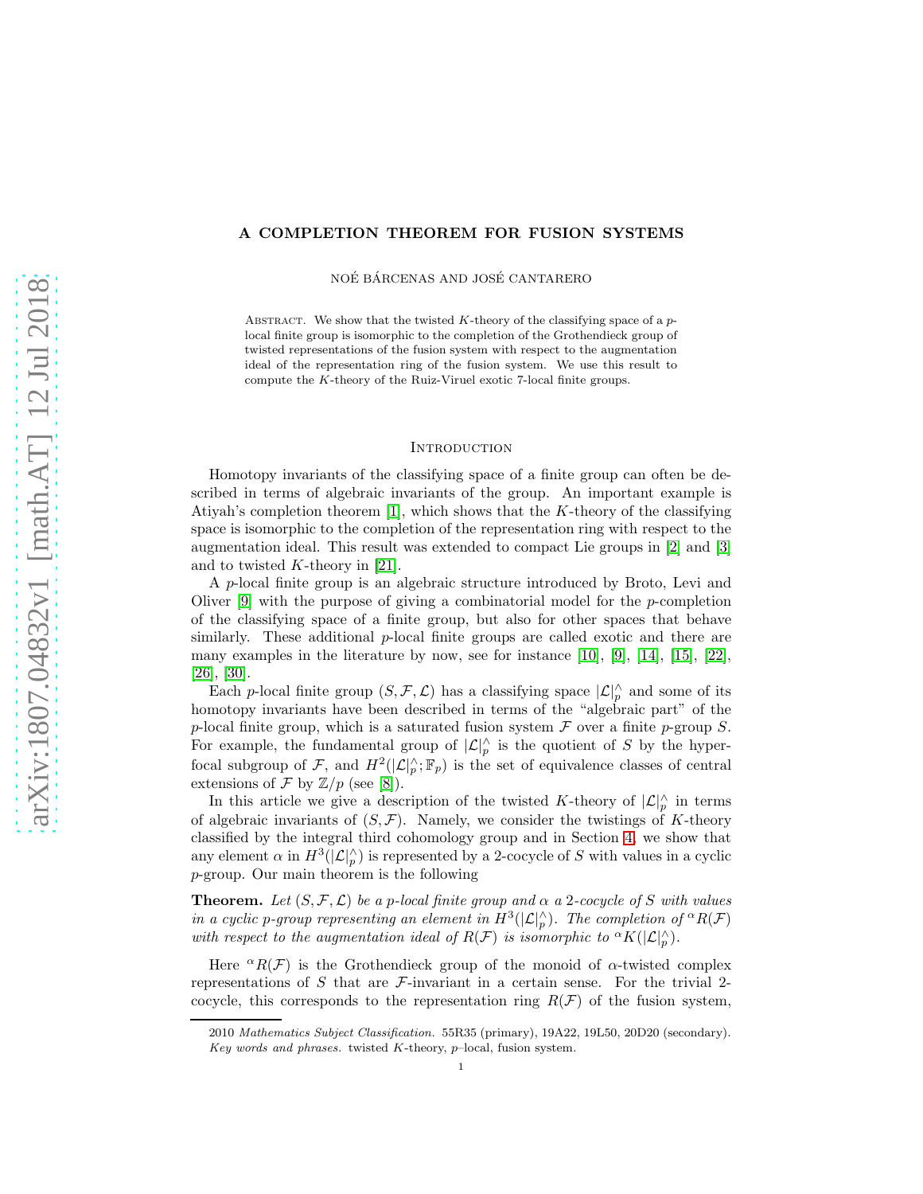# A COMPLETION THEOREM FOR FUSION SYSTEMS

NOÉ BÁRCENAS AND JOSÉ CANTARERO

Abstract. We show that the twisted $K$-theory of the classifying space of a $p$-local finite group is isomorphic to the completion of the Grothendieck group of twisted representations of the fusion system with respect to the augmentation ideal of the representation ring of the fusion system. We use this result to compute the $K$-theory of the Ruiz-Viruel exotic 7-local finite groups.

## Introduction

Homotopy invariants of the classifying space of a finite group can often be described in terms of algebraic invariants of the group. An important example is Atiyah's completion theorem [1], which shows that the $K$-theory of the classifying space is isomorphic to the completion of the representation ring with respect to the augmentation ideal. This result was extended to compact Lie groups in [2] and [3] and to twisted $K$-theory in [21].

A $p$-local finite group is an algebraic structure introduced by Broto, Levi and Oliver [9] with the purpose of giving a combinatorial model for the $p$-completion of the classifying space of a finite group, but also for other spaces that behave similarly. These additional $p$-local finite groups are called exotic and there are many examples in the literature by now, see for instance [10], [9], [14], [15], [22], [26], [30].

Each $p$-local finite group $(S, \mathcal{F}, \mathcal{L})$ has a classifying space $|\mathcal{L}|_p^\wedge$ and some of its homotopy invariants have been described in terms of the "algebraic part" of the $p$-local finite group, which is a saturated fusion system $\mathcal{F}$ over a finite $p$-group $S$. For example, the fundamental group of $|\mathcal{L}|_p^\wedge$ is the quotient of $S$ by the hyperfocal subgroup of $\mathcal{F}$, and $H^2(|\mathcal{L}|_p^\wedge; \mathbb{F}_p)$ is the set of equivalence classes of central extensions of $\mathcal{F}$ by $\mathbb{Z}/p$ (see [8]).

In this article we give a description of the twisted $K$-theory of $|\mathcal{L}|_p^\wedge$ in terms of algebraic invariants of $(S, \mathcal{F})$. Namely, we consider the twistings of $K$-theory classified by the integral third cohomology group and in Section 4, we show that any element $\alpha$ in $H^3(|\mathcal{L}|_p^\wedge)$ is represented by a 2-cocycle of $S$ with values in a cyclic $p$-group. Our main theorem is the following

**Theorem.** *Let $(S, \mathcal{F}, \mathcal{L})$ be a $p$-local finite group and $\alpha$ a 2-cocycle of $S$ with values in a cyclic $p$-group representing an element in $H^3(|\mathcal{L}|_p^\wedge)$. The completion of ${}^\alpha R(\mathcal{F})$ with respect to the augmentation ideal of $R(\mathcal{F})$ is isomorphic to ${}^\alpha K(|\mathcal{L}|_p^\wedge)$.*

Here ${}^\alpha R(\mathcal{F})$ is the Grothendieck group of the monoid of $\alpha$-twisted complex representations of $S$ that are $\mathcal{F}$-invariant in a certain sense. For the trivial 2-cocycle, this corresponds to the representation ring $R(\mathcal{F})$ of the fusion system,

2010 *Mathematics Subject Classification.* 55R35 (primary), 19A22, 19L50, 20D20 (secondary).
*Key words and phrases.* twisted $K$-theory, $p$–local, fusion system.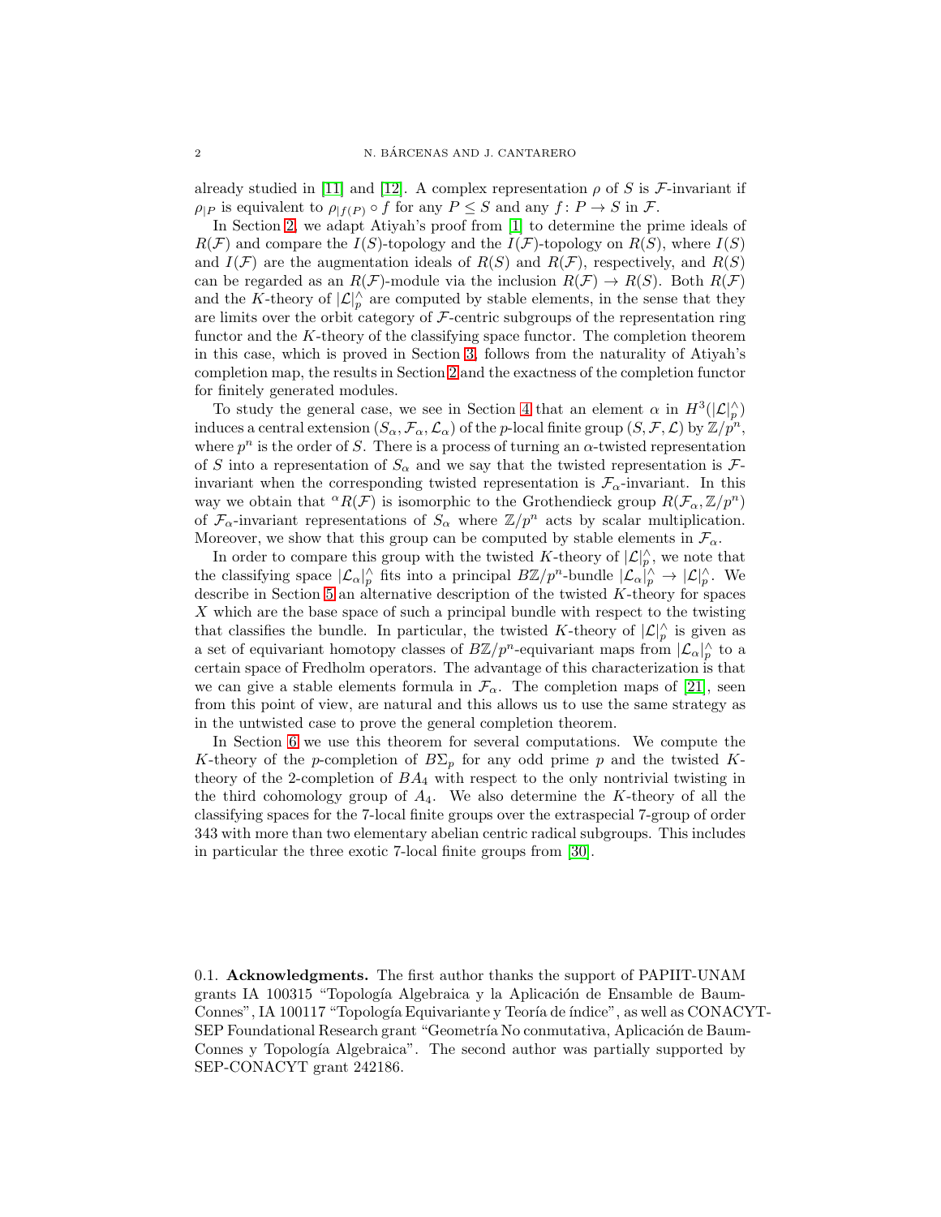already studied in [11] and [12]. A complex representation $\rho$ of $S$ is $\mathcal{F}$-invariant if $\rho_{|P}$ is equivalent to $\rho_{|f(P)} \circ f$ for any $P \leq S$ and any $f\colon P \to S$ in $\mathcal{F}$.

In Section 2, we adapt Atiyah's proof from [1] to determine the prime ideals of $R(\mathcal{F})$ and compare the $I(S)$-topology and the $I(\mathcal{F})$-topology on $R(S)$, where $I(S)$ and $I(\mathcal{F})$ are the augmentation ideals of $R(S)$ and $R(\mathcal{F})$, respectively, and $R(S)$ can be regarded as an $R(\mathcal{F})$-module via the inclusion $R(\mathcal{F}) \to R(S)$. Both $R(\mathcal{F})$ and the $K$-theory of $|\mathcal{L}|^\wedge_p$ are computed by stable elements, in the sense that they are limits over the orbit category of $\mathcal{F}$-centric subgroups of the representation ring functor and the $K$-theory of the classifying space functor. The completion theorem in this case, which is proved in Section 3, follows from the naturality of Atiyah's completion map, the results in Section 2 and the exactness of the completion functor for finitely generated modules.

To study the general case, we see in Section 4 that an element $\alpha$ in $H^3(|\mathcal{L}|^\wedge_p)$ induces a central extension $(S_\alpha, \mathcal{F}_\alpha, \mathcal{L}_\alpha)$ of the $p$-local finite group $(S, \mathcal{F}, \mathcal{L})$ by $\mathbb{Z}/p^n$, where $p^n$ is the order of $S$. There is a process of turning an $\alpha$-twisted representation of $S$ into a representation of $S_\alpha$ and we say that the twisted representation is $\mathcal{F}$-invariant when the corresponding twisted representation is $\mathcal{F}_\alpha$-invariant. In this way we obtain that ${}^\alpha R(\mathcal{F})$ is isomorphic to the Grothendieck group $R(\mathcal{F}_\alpha, \mathbb{Z}/p^n)$ of $\mathcal{F}_\alpha$-invariant representations of $S_\alpha$ where $\mathbb{Z}/p^n$ acts by scalar multiplication. Moreover, we show that this group can be computed by stable elements in $\mathcal{F}_\alpha$.

In order to compare this group with the twisted $K$-theory of $|\mathcal{L}|^\wedge_p$, we note that the classifying space $|\mathcal{L}_\alpha|^\wedge_p$ fits into a principal $B\mathbb{Z}/p^n$-bundle $|\mathcal{L}_\alpha|^\wedge_p \to |\mathcal{L}|^\wedge_p$. We describe in Section 5 an alternative description of the twisted $K$-theory for spaces $X$ which are the base space of such a principal bundle with respect to the twisting that classifies the bundle. In particular, the twisted $K$-theory of $|\mathcal{L}|^\wedge_p$ is given as a set of equivariant homotopy classes of $B\mathbb{Z}/p^n$-equivariant maps from $|\mathcal{L}_\alpha|^\wedge_p$ to a certain space of Fredholm operators. The advantage of this characterization is that we can give a stable elements formula in $\mathcal{F}_\alpha$. The completion maps of [21], seen from this point of view, are natural and this allows us to use the same strategy as in the untwisted case to prove the general completion theorem.

In Section 6 we use this theorem for several computations. We compute the $K$-theory of the $p$-completion of $B\Sigma_p$ for any odd prime $p$ and the twisted $K$-theory of the 2-completion of $BA_4$ with respect to the only nontrivial twisting in the third cohomology group of $A_4$. We also determine the $K$-theory of all the classifying spaces for the 7-local finite groups over the extraspecial 7-group of order 343 with more than two elementary abelian centric radical subgroups. This includes in particular the three exotic 7-local finite groups from [30].

0.1. **Acknowledgments.** The first author thanks the support of PAPIIT-UNAM grants IA 100315 "Topología Algebraica y la Aplicación de Ensamble de Baum-Connes", IA 100117 "Topología Equivariante y Teoría de índice", as well as CONACYT-SEP Foundational Research grant "Geometría No conmutativa, Aplicación de Baum-Connes y Topología Algebraica". The second author was partially supported by SEP-CONACYT grant 242186.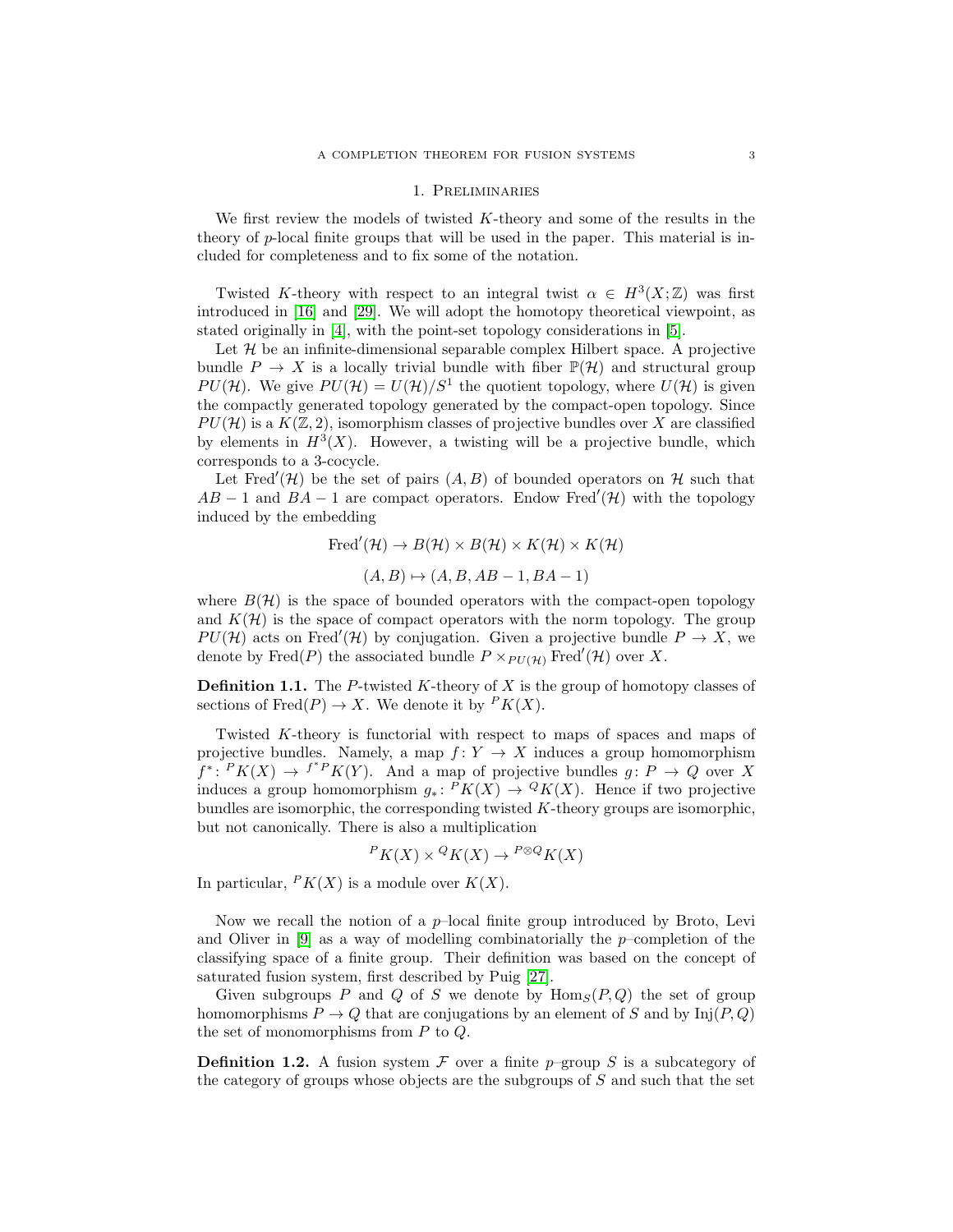## 1. Preliminaries

We first review the models of twisted $K$-theory and some of the results in the theory of $p$-local finite groups that will be used in the paper. This material is included for completeness and to fix some of the notation.

Twisted $K$-theory with respect to an integral twist $\alpha \in H^3(X;\mathbb{Z})$ was first introduced in [16] and [29]. We will adopt the homotopy theoretical viewpoint, as stated originally in [4], with the point-set topology considerations in [5].

Let $\mathcal{H}$ be an infinite-dimensional separable complex Hilbert space. A projective bundle $P \to X$ is a locally trivial bundle with fiber $\mathbb{P}(\mathcal{H})$ and structural group $PU(\mathcal{H})$. We give $PU(\mathcal{H}) = U(\mathcal{H})/S^1$ the quotient topology, where $U(\mathcal{H})$ is given the compactly generated topology generated by the compact-open topology. Since $PU(\mathcal{H})$ is a $K(\mathbb{Z}, 2)$, isomorphism classes of projective bundles over $X$ are classified by elements in $H^3(X)$. However, a twisting will be a projective bundle, which corresponds to a 3-cocycle.

Let $\mathrm{Fred}'(\mathcal{H})$ be the set of pairs $(A, B)$ of bounded operators on $\mathcal{H}$ such that $AB - 1$ and $BA - 1$ are compact operators. Endow $\mathrm{Fred}'(\mathcal{H})$ with the topology induced by the embedding

$$\mathrm{Fred}'(\mathcal{H}) \to B(\mathcal{H}) \times B(\mathcal{H}) \times K(\mathcal{H}) \times K(\mathcal{H})$$

$$(A, B) \mapsto (A, B, AB - 1, BA - 1)$$

where $B(\mathcal{H})$ is the space of bounded operators with the compact-open topology and $K(\mathcal{H})$ is the space of compact operators with the norm topology. The group $PU(\mathcal{H})$ acts on $\mathrm{Fred}'(\mathcal{H})$ by conjugation. Given a projective bundle $P \to X$, we denote by $\mathrm{Fred}(P)$ the associated bundle $P \times_{PU(\mathcal{H})} \mathrm{Fred}'(\mathcal{H})$ over $X$.

**Definition 1.1.** The $P$-twisted $K$-theory of $X$ is the group of homotopy classes of sections of $\mathrm{Fred}(P) \to X$. We denote it by ${}^P K(X)$.

Twisted $K$-theory is functorial with respect to maps of spaces and maps of projective bundles. Namely, a map $f\colon Y \to X$ induces a group homomorphism $f^*\colon {}^P K(X) \to {}^{f^*P} K(Y)$. And a map of projective bundles $g\colon P \to Q$ over $X$ induces a group homomorphism $g_*\colon {}^P K(X) \to {}^Q K(X)$. Hence if two projective bundles are isomorphic, the corresponding twisted $K$-theory groups are isomorphic, but not canonically. There is also a multiplication

$${}^P K(X) \times {}^Q K(X) \to {}^{P \otimes Q} K(X)$$

In particular, ${}^P K(X)$ is a module over $K(X)$.

Now we recall the notion of a $p$–local finite group introduced by Broto, Levi and Oliver in [9] as a way of modelling combinatorially the $p$–completion of the classifying space of a finite group. Their definition was based on the concept of saturated fusion system, first described by Puig [27].

Given subgroups $P$ and $Q$ of $S$ we denote by $\mathrm{Hom}_S(P, Q)$ the set of group homomorphisms $P \to Q$ that are conjugations by an element of $S$ and by $\mathrm{Inj}(P, Q)$ the set of monomorphisms from $P$ to $Q$.

**Definition 1.2.** A fusion system $\mathcal{F}$ over a finite $p$–group $S$ is a subcategory of the category of groups whose objects are the subgroups of $S$ and such that the set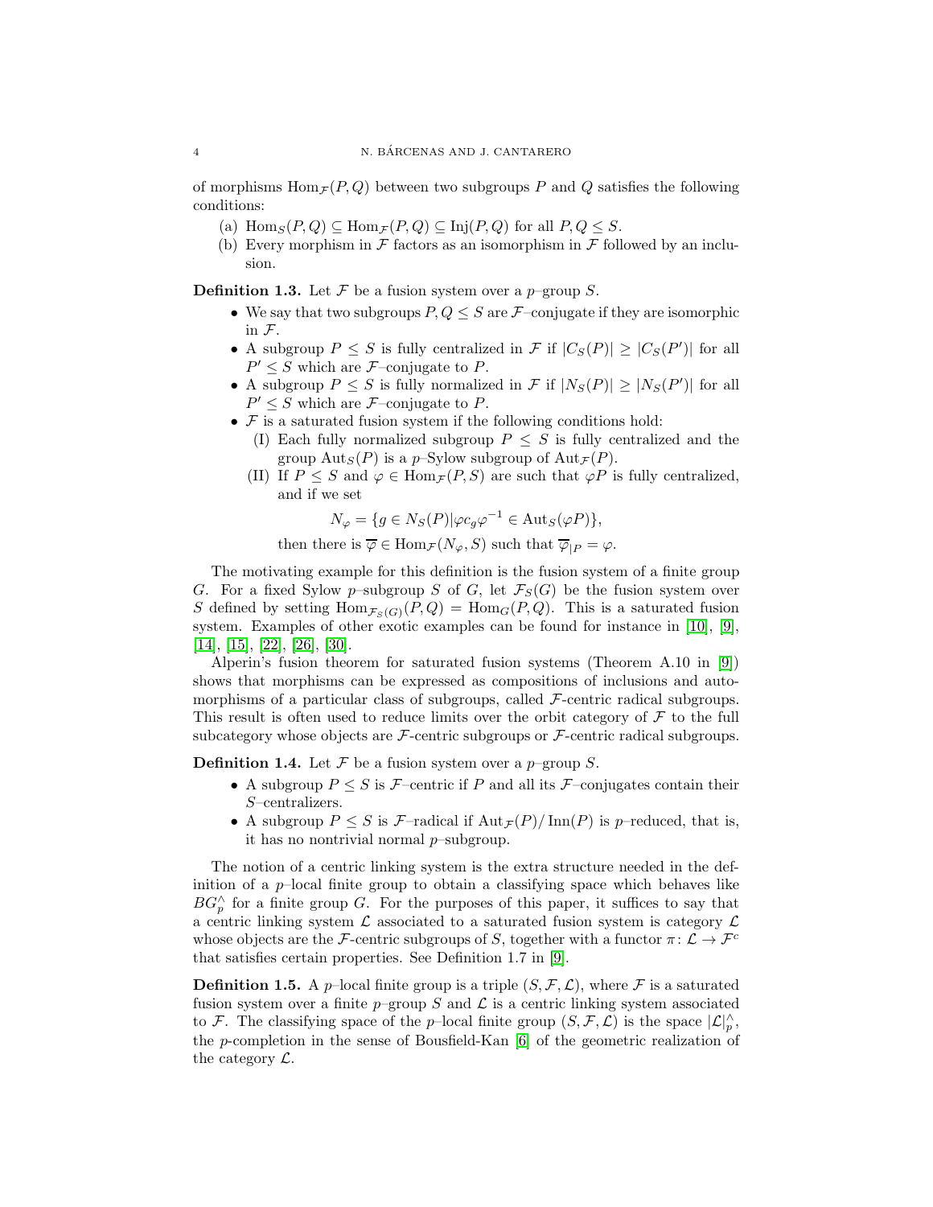of morphisms $\mathrm{Hom}_{\mathcal{F}}(P,Q)$ between two subgroups $P$ and $Q$ satisfies the following conditions:

(a) $\mathrm{Hom}_S(P,Q) \subseteq \mathrm{Hom}_{\mathcal{F}}(P,Q) \subseteq \mathrm{Inj}(P,Q)$ for all $P,Q \leq S$.

(b) Every morphism in $\mathcal{F}$ factors as an isomorphism in $\mathcal{F}$ followed by an inclusion.

**Definition 1.3.** Let $\mathcal{F}$ be a fusion system over a $p$–group $S$.

- We say that two subgroups $P,Q \leq S$ are $\mathcal{F}$–conjugate if they are isomorphic in $\mathcal{F}$.
- A subgroup $P \leq S$ is fully centralized in $\mathcal{F}$ if $|C_S(P)| \geq |C_S(P')|$ for all $P' \leq S$ which are $\mathcal{F}$–conjugate to $P$.
- A subgroup $P \leq S$ is fully normalized in $\mathcal{F}$ if $|N_S(P)| \geq |N_S(P')|$ for all $P' \leq S$ which are $\mathcal{F}$–conjugate to $P$.
- $\mathcal{F}$ is a saturated fusion system if the following conditions hold:
  - (I) Each fully normalized subgroup $P \leq S$ is fully centralized and the group $\mathrm{Aut}_S(P)$ is a $p$–Sylow subgroup of $\mathrm{Aut}_{\mathcal{F}}(P)$.
  - (II) If $P \leq S$ and $\varphi \in \mathrm{Hom}_{\mathcal{F}}(P,S)$ are such that $\varphi P$ is fully centralized, and if we set
  $$N_\varphi = \{g \in N_S(P) | \varphi c_g \varphi^{-1} \in \mathrm{Aut}_S(\varphi P)\},$$
  then there is $\overline{\varphi} \in \mathrm{Hom}_{\mathcal{F}}(N_\varphi, S)$ such that $\overline{\varphi}_{|P} = \varphi$.

The motivating example for this definition is the fusion system of a finite group $G$. For a fixed Sylow $p$–subgroup $S$ of $G$, let $\mathcal{F}_S(G)$ be the fusion system over $S$ defined by setting $\mathrm{Hom}_{\mathcal{F}_S(G)}(P,Q) = \mathrm{Hom}_G(P,Q)$. This is a saturated fusion system. Examples of other exotic examples can be found for instance in [10], [9], [14], [15], [22], [26], [30].

Alperin's fusion theorem for saturated fusion systems (Theorem A.10 in [9]) shows that morphisms can be expressed as compositions of inclusions and automorphisms of a particular class of subgroups, called $\mathcal{F}$-centric radical subgroups. This result is often used to reduce limits over the orbit category of $\mathcal{F}$ to the full subcategory whose objects are $\mathcal{F}$-centric subgroups or $\mathcal{F}$-centric radical subgroups.

**Definition 1.4.** Let $\mathcal{F}$ be a fusion system over a $p$–group $S$.

- A subgroup $P \leq S$ is $\mathcal{F}$–centric if $P$ and all its $\mathcal{F}$–conjugates contain their $S$–centralizers.
- A subgroup $P \leq S$ is $\mathcal{F}$–radical if $\mathrm{Aut}_{\mathcal{F}}(P)/\mathrm{Inn}(P)$ is $p$–reduced, that is, it has no nontrivial normal $p$–subgroup.

The notion of a centric linking system is the extra structure needed in the definition of a $p$–local finite group to obtain a classifying space which behaves like $BG^\wedge_p$ for a finite group $G$. For the purposes of this paper, it suffices to say that a centric linking system $\mathcal{L}$ associated to a saturated fusion system is category $\mathcal{L}$ whose objects are the $\mathcal{F}$-centric subgroups of $S$, together with a functor $\pi\colon \mathcal{L} \to \mathcal{F}^c$ that satisfies certain properties. See Definition 1.7 in [9].

**Definition 1.5.** A $p$–local finite group is a triple $(S,\mathcal{F},\mathcal{L})$, where $\mathcal{F}$ is a saturated fusion system over a finite $p$–group $S$ and $\mathcal{L}$ is a centric linking system associated to $\mathcal{F}$. The classifying space of the $p$–local finite group $(S,\mathcal{F},\mathcal{L})$ is the space $|\mathcal{L}|^\wedge_p$, the $p$-completion in the sense of Bousfield-Kan [6] of the geometric realization of the category $\mathcal{L}$.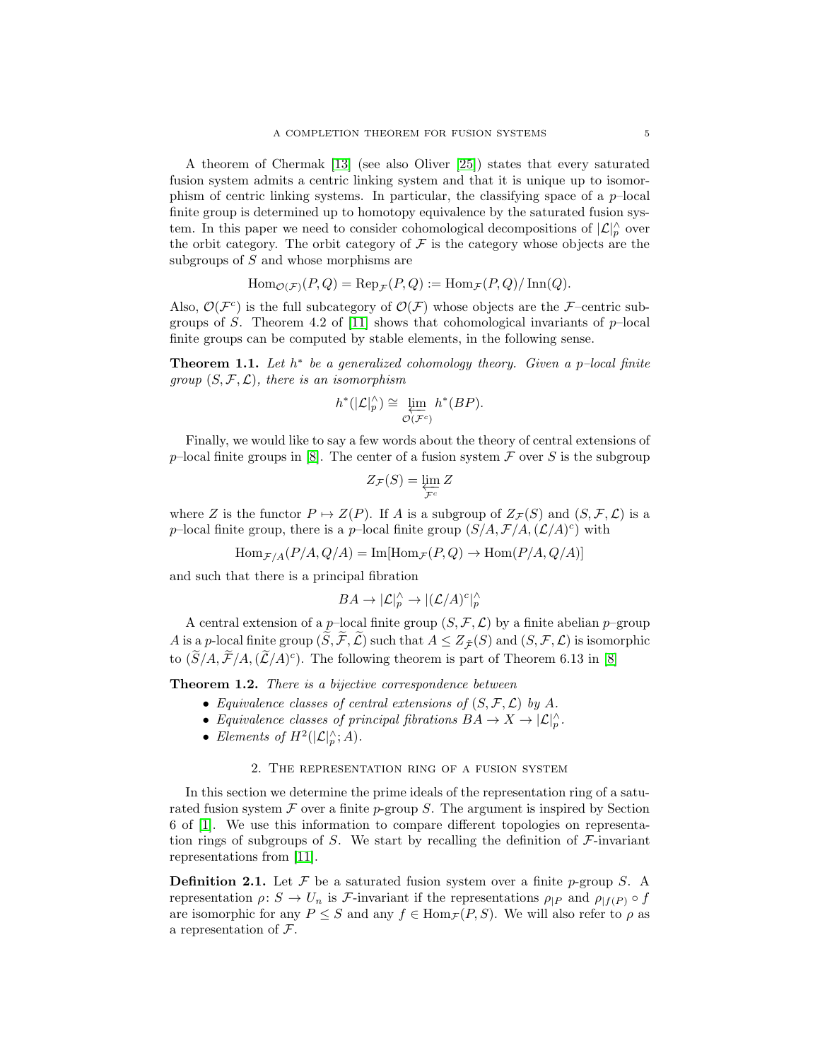A theorem of Chermak [13] (see also Oliver [25]) states that every saturated fusion system admits a centric linking system and that it is unique up to isomorphism of centric linking systems. In particular, the classifying space of a $p$–local finite group is determined up to homotopy equivalence by the saturated fusion system. In this paper we need to consider cohomological decompositions of $|\mathcal{L}|^\wedge_p$ over the orbit category. The orbit category of $\mathcal{F}$ is the category whose objects are the subgroups of $S$ and whose morphisms are

$$\mathrm{Hom}_{\mathcal{O}(\mathcal{F})}(P,Q) = \mathrm{Rep}_{\mathcal{F}}(P,Q) := \mathrm{Hom}_{\mathcal{F}}(P,Q)/\,\mathrm{Inn}(Q).$$

Also, $\mathcal{O}(\mathcal{F}^c)$ is the full subcategory of $\mathcal{O}(\mathcal{F})$ whose objects are the $\mathcal{F}$–centric subgroups of $S$. Theorem 4.2 of [11] shows that cohomological invariants of $p$–local finite groups can be computed by stable elements, in the following sense.

**Theorem 1.1.** *Let $h^*$ be a generalized cohomology theory. Given a $p$–local finite group $(S,\mathcal{F},\mathcal{L})$, there is an isomorphism*

$$h^*(|\mathcal{L}|^\wedge_p) \cong \varprojlim_{\mathcal{O}(\mathcal{F}^c)} h^*(BP).$$

Finally, we would like to say a few words about the theory of central extensions of $p$–local finite groups in [8]. The center of a fusion system $\mathcal{F}$ over $S$ is the subgroup

$$Z_{\mathcal{F}}(S) = \varprojlim_{\mathcal{F}^c} Z$$

where $Z$ is the functor $P \mapsto Z(P)$. If $A$ is a subgroup of $Z_{\mathcal{F}}(S)$ and $(S,\mathcal{F},\mathcal{L})$ is a $p$–local finite group, there is a $p$–local finite group $(S/A, \mathcal{F}/A, (\mathcal{L}/A)^c)$ with

$$\mathrm{Hom}_{\mathcal{F}/A}(P/A, Q/A) = \mathrm{Im}[\mathrm{Hom}_{\mathcal{F}}(P,Q) \to \mathrm{Hom}(P/A, Q/A)]$$

and such that there is a principal fibration

$$BA \to |\mathcal{L}|^\wedge_p \to |(\mathcal{L}/A)^c|^\wedge_p$$

A central extension of a $p$–local finite group $(S,\mathcal{F},\mathcal{L})$ by a finite abelian $p$–group $A$ is a $p$-local finite group $(\widetilde{S},\widetilde{\mathcal{F}},\widetilde{\mathcal{L}})$ such that $A \leq Z_{\widetilde{\mathcal{F}}}(S)$ and $(S,\mathcal{F},\mathcal{L})$ is isomorphic to $(\widetilde{S}/A, \widetilde{\mathcal{F}}/A, (\widetilde{\mathcal{L}}/A)^c)$. The following theorem is part of Theorem 6.13 in [8]

**Theorem 1.2.** *There is a bijective correspondence between*

- *Equivalence classes of central extensions of $(S,\mathcal{F},\mathcal{L})$ by $A$.*
- *Equivalence classes of principal fibrations $BA \to X \to |\mathcal{L}|^\wedge_p$.*
- *Elements of $H^2(|\mathcal{L}|^\wedge_p; A)$.*

## 2. The representation ring of a fusion system

In this section we determine the prime ideals of the representation ring of a saturated fusion system $\mathcal{F}$ over a finite $p$-group $S$. The argument is inspired by Section 6 of [1]. We use this information to compare different topologies on representation rings of subgroups of $S$. We start by recalling the definition of $\mathcal{F}$-invariant representations from [11].

**Definition 2.1.** Let $\mathcal{F}$ be a saturated fusion system over a finite $p$-group $S$. A representation $\rho\colon S \to U_n$ is $\mathcal{F}$-invariant if the representations $\rho_{|P}$ and $\rho_{|f(P)} \circ f$ are isomorphic for any $P \leq S$ and any $f \in \mathrm{Hom}_{\mathcal{F}}(P,S)$. We will also refer to $\rho$ as a representation of $\mathcal{F}$.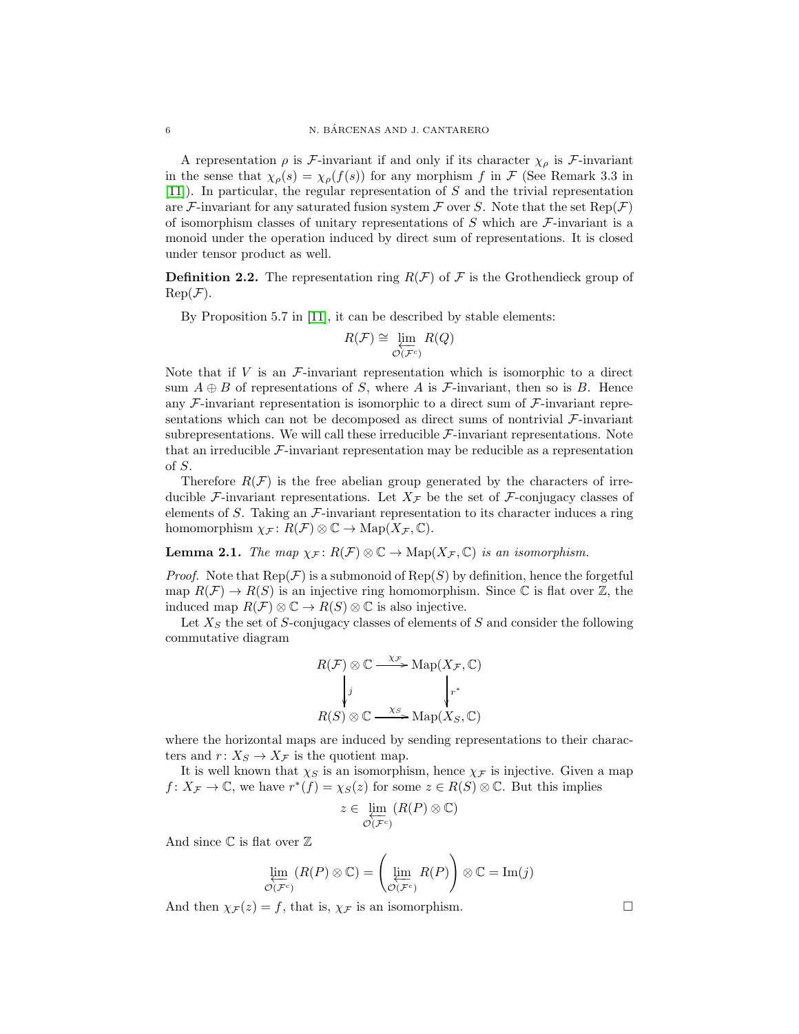A representation $\rho$ is $\mathcal{F}$-invariant if and only if its character $\chi_\rho$ is $\mathcal{F}$-invariant in the sense that $\chi_\rho(s) = \chi_\rho(f(s))$ for any morphism $f$ in $\mathcal{F}$ (See Remark 3.3 in [11]). In particular, the regular representation of $S$ and the trivial representation are $\mathcal{F}$-invariant for any saturated fusion system $\mathcal{F}$ over $S$. Note that the set $\mathrm{Rep}(\mathcal{F})$ of isomorphism classes of unitary representations of $S$ which are $\mathcal{F}$-invariant is a monoid under the operation induced by direct sum of representations. It is closed under tensor product as well.

**Definition 2.2.** The representation ring $R(\mathcal{F})$ of $\mathcal{F}$ is the Grothendieck group of $\mathrm{Rep}(\mathcal{F})$.

By Proposition 5.7 in [11], it can be described by stable elements:

$$R(\mathcal{F}) \cong \varprojlim_{\mathcal{O}(\mathcal{F}^c)} R(Q)$$

Note that if $V$ is an $\mathcal{F}$-invariant representation which is isomorphic to a direct sum $A \oplus B$ of representations of $S$, where $A$ is $\mathcal{F}$-invariant, then so is $B$. Hence any $\mathcal{F}$-invariant representation is isomorphic to a direct sum of $\mathcal{F}$-invariant representations which can not be decomposed as direct sums of nontrivial $\mathcal{F}$-invariant subrepresentations. We will call these irreducible $\mathcal{F}$-invariant representations. Note that an irreducible $\mathcal{F}$-invariant representation may be reducible as a representation of $S$.

Therefore $R(\mathcal{F})$ is the free abelian group generated by the characters of irreducible $\mathcal{F}$-invariant representations. Let $X_\mathcal{F}$ be the set of $\mathcal{F}$-conjugacy classes of elements of $S$. Taking an $\mathcal{F}$-invariant representation to its character induces a ring homomorphism $\chi_\mathcal{F} \colon R(\mathcal{F}) \otimes \mathbb{C} \to \mathrm{Map}(X_\mathcal{F}, \mathbb{C})$.

**Lemma 2.1.** *The map $\chi_\mathcal{F} \colon R(\mathcal{F}) \otimes \mathbb{C} \to \mathrm{Map}(X_\mathcal{F}, \mathbb{C})$ is an isomorphism.*

*Proof.* Note that $\mathrm{Rep}(\mathcal{F})$ is a submonoid of $\mathrm{Rep}(S)$ by definition, hence the forgetful map $R(\mathcal{F}) \to R(S)$ is an injective ring homomorphism. Since $\mathbb{C}$ is flat over $\mathbb{Z}$, the induced map $R(\mathcal{F}) \otimes \mathbb{C} \to R(S) \otimes \mathbb{C}$ is also injective.

Let $X_S$ the set of $S$-conjugacy classes of elements of $S$ and consider the following commutative diagram

$$\begin{array}{ccc} R(\mathcal{F}) \otimes \mathbb{C} & \xrightarrow{\chi_\mathcal{F}} & \mathrm{Map}(X_\mathcal{F}, \mathbb{C}) \\ \big\downarrow j & & \big\downarrow r^* \\ R(S) \otimes \mathbb{C} & \xrightarrow{\chi_S} & \mathrm{Map}(X_S, \mathbb{C}) \end{array}$$

where the horizontal maps are induced by sending representations to their characters and $r \colon X_S \to X_\mathcal{F}$ is the quotient map.

It is well known that $\chi_S$ is an isomorphism, hence $\chi_\mathcal{F}$ is injective. Given a map $f \colon X_\mathcal{F} \to \mathbb{C}$, we have $r^*(f) = \chi_S(z)$ for some $z \in R(S) \otimes \mathbb{C}$. But this implies

$$z \in \varprojlim_{\mathcal{O}(\mathcal{F}^c)} (R(P) \otimes \mathbb{C})$$

And since $\mathbb{C}$ is flat over $\mathbb{Z}$

$$\varprojlim_{\mathcal{O}(\mathcal{F}^c)} (R(P) \otimes \mathbb{C}) = \left( \varprojlim_{\mathcal{O}(\mathcal{F}^c)} R(P) \right) \otimes \mathbb{C} = \mathrm{Im}(j)$$

And then $\chi_\mathcal{F}(z) = f$, that is, $\chi_\mathcal{F}$ is an isomorphism. $\square$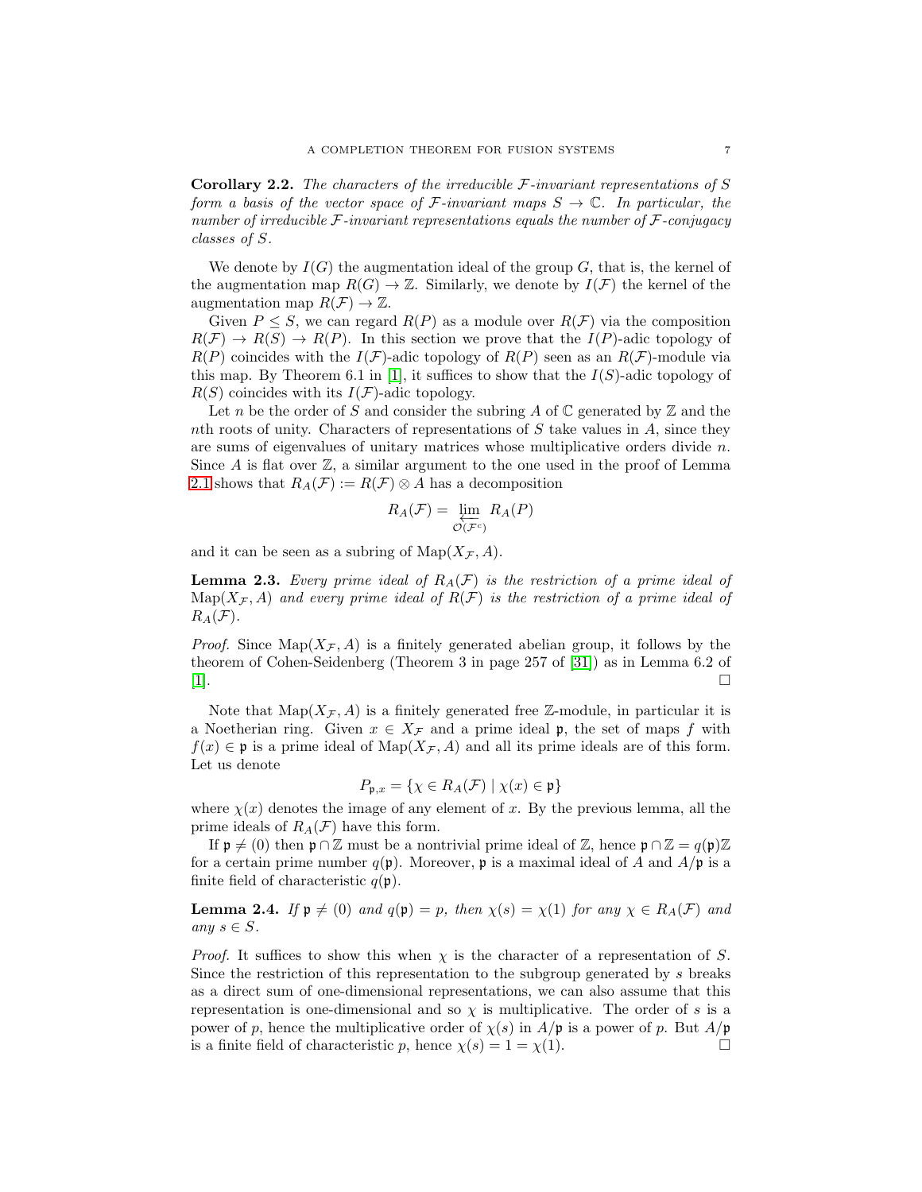**Corollary 2.2.** *The characters of the irreducible $\mathcal{F}$-invariant representations of $S$ form a basis of the vector space of $\mathcal{F}$-invariant maps $S \to \mathbb{C}$. In particular, the number of irreducible $\mathcal{F}$-invariant representations equals the number of $\mathcal{F}$-conjugacy classes of $S$.*

We denote by $I(G)$ the augmentation ideal of the group $G$, that is, the kernel of the augmentation map $R(G) \to \mathbb{Z}$. Similarly, we denote by $I(\mathcal{F})$ the kernel of the augmentation map $R(\mathcal{F}) \to \mathbb{Z}$.

Given $P \leq S$, we can regard $R(P)$ as a module over $R(\mathcal{F})$ via the composition $R(\mathcal{F}) \to R(S) \to R(P)$. In this section we prove that the $I(P)$-adic topology of $R(P)$ coincides with the $I(\mathcal{F})$-adic topology of $R(P)$ seen as an $R(\mathcal{F})$-module via this map. By Theorem 6.1 in [1], it suffices to show that the $I(S)$-adic topology of $R(S)$ coincides with its $I(\mathcal{F})$-adic topology.

Let $n$ be the order of $S$ and consider the subring $A$ of $\mathbb{C}$ generated by $\mathbb{Z}$ and the $n$th roots of unity. Characters of representations of $S$ take values in $A$, since they are sums of eigenvalues of unitary matrices whose multiplicative orders divide $n$. Since $A$ is flat over $\mathbb{Z}$, a similar argument to the one used in the proof of Lemma 2.1 shows that $R_A(\mathcal{F}) := R(\mathcal{F}) \otimes A$ has a decomposition

$$R_A(\mathcal{F}) = \varprojlim_{\mathcal{O}(\mathcal{F}^c)} R_A(P)$$

and it can be seen as a subring of $\mathrm{Map}(X_{\mathcal{F}}, A)$.

**Lemma 2.3.** *Every prime ideal of $R_A(\mathcal{F})$ is the restriction of a prime ideal of $\mathrm{Map}(X_{\mathcal{F}}, A)$ and every prime ideal of $R(\mathcal{F})$ is the restriction of a prime ideal of $R_A(\mathcal{F})$.*

*Proof.* Since $\mathrm{Map}(X_{\mathcal{F}}, A)$ is a finitely generated abelian group, it follows by the theorem of Cohen-Seidenberg (Theorem 3 in page 257 of [31]) as in Lemma 6.2 of [1]. $\square$

Note that $\mathrm{Map}(X_{\mathcal{F}}, A)$ is a finitely generated free $\mathbb{Z}$-module, in particular it is a Noetherian ring. Given $x \in X_{\mathcal{F}}$ and a prime ideal $\mathfrak{p}$, the set of maps $f$ with $f(x) \in \mathfrak{p}$ is a prime ideal of $\mathrm{Map}(X_{\mathcal{F}}, A)$ and all its prime ideals are of this form. Let us denote

$$P_{\mathfrak{p},x} = \{\chi \in R_A(\mathcal{F}) \mid \chi(x) \in \mathfrak{p}\}$$

where $\chi(x)$ denotes the image of any element of $x$. By the previous lemma, all the prime ideals of $R_A(\mathcal{F})$ have this form.

If $\mathfrak{p} \neq (0)$ then $\mathfrak{p} \cap \mathbb{Z}$ must be a nontrivial prime ideal of $\mathbb{Z}$, hence $\mathfrak{p} \cap \mathbb{Z} = q(\mathfrak{p})\mathbb{Z}$ for a certain prime number $q(\mathfrak{p})$. Moreover, $\mathfrak{p}$ is a maximal ideal of $A$ and $A/\mathfrak{p}$ is a finite field of characteristic $q(\mathfrak{p})$.

**Lemma 2.4.** *If $\mathfrak{p} \neq (0)$ and $q(\mathfrak{p}) = p$, then $\chi(s) = \chi(1)$ for any $\chi \in R_A(\mathcal{F})$ and any $s \in S$.*

*Proof.* It suffices to show this when $\chi$ is the character of a representation of $S$. Since the restriction of this representation to the subgroup generated by $s$ breaks as a direct sum of one-dimensional representations, we can also assume that this representation is one-dimensional and so $\chi$ is multiplicative. The order of $s$ is a power of $p$, hence the multiplicative order of $\chi(s)$ in $A/\mathfrak{p}$ is a power of $p$. But $A/\mathfrak{p}$ is a finite field of characteristic $p$, hence $\chi(s) = 1 = \chi(1)$. $\square$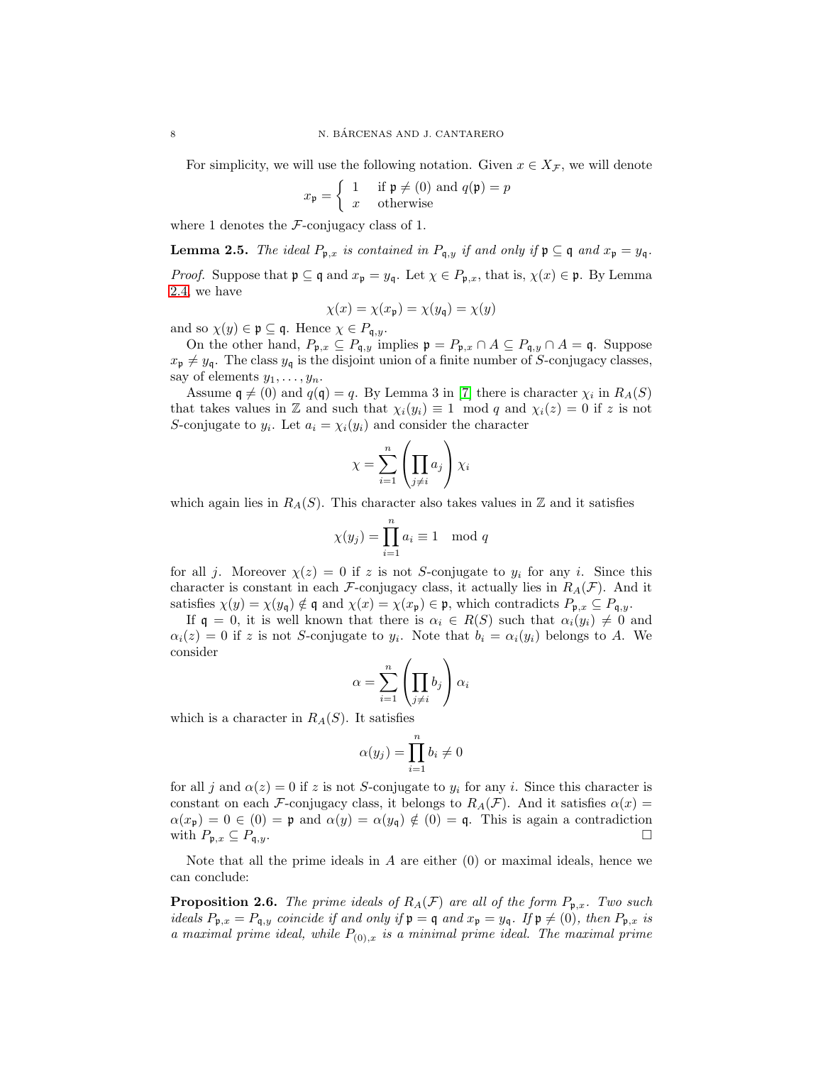For simplicity, we will use the following notation. Given $x \in X_{\mathcal{F}}$, we will denote

$$x_{\mathfrak{p}} = \begin{cases} 1 & \text{if } \mathfrak{p} \neq (0) \text{ and } q(\mathfrak{p}) = p \\ x & \text{otherwise} \end{cases}$$

where 1 denotes the $\mathcal{F}$-conjugacy class of 1.

**Lemma 2.5.** *The ideal $P_{\mathfrak{p},x}$ is contained in $P_{\mathfrak{q},y}$ if and only if $\mathfrak{p} \subseteq \mathfrak{q}$ and $x_{\mathfrak{p}} = y_{\mathfrak{q}}$.*

*Proof.* Suppose that $\mathfrak{p} \subseteq \mathfrak{q}$ and $x_{\mathfrak{p}} = y_{\mathfrak{q}}$. Let $\chi \in P_{\mathfrak{p},x}$, that is, $\chi(x) \in \mathfrak{p}$. By Lemma 2.4, we have

$$\chi(x) = \chi(x_{\mathfrak{p}}) = \chi(y_{\mathfrak{q}}) = \chi(y)$$

and so $\chi(y) \in \mathfrak{p} \subseteq \mathfrak{q}$. Hence $\chi \in P_{\mathfrak{q},y}$.

On the other hand, $P_{\mathfrak{p},x} \subseteq P_{\mathfrak{q},y}$ implies $\mathfrak{p} = P_{\mathfrak{p},x} \cap A \subseteq P_{\mathfrak{q},y} \cap A = \mathfrak{q}$. Suppose $x_{\mathfrak{p}} \neq y_{\mathfrak{q}}$. The class $y_{\mathfrak{q}}$ is the disjoint union of a finite number of $S$-conjugacy classes, say of elements $y_1, \ldots, y_n$.

Assume $\mathfrak{q} \neq (0)$ and $q(\mathfrak{q}) = q$. By Lemma 3 in [7] there is character $\chi_i$ in $R_A(S)$ that takes values in $\mathbb{Z}$ and such that $\chi_i(y_i) \equiv 1 \mod q$ and $\chi_i(z) = 0$ if $z$ is not $S$-conjugate to $y_i$. Let $a_i = \chi_i(y_i)$ and consider the character

$$\chi = \sum_{i=1}^{n} \left( \prod_{j \neq i} a_j \right) \chi_i$$

which again lies in $R_A(S)$. This character also takes values in $\mathbb{Z}$ and it satisfies

$$\chi(y_j) = \prod_{i=1}^{n} a_i \equiv 1 \mod q$$

for all $j$. Moreover $\chi(z) = 0$ if $z$ is not $S$-conjugate to $y_i$ for any $i$. Since this character is constant in each $\mathcal{F}$-conjugacy class, it actually lies in $R_A(\mathcal{F})$. And it satisfies $\chi(y) = \chi(y_{\mathfrak{q}}) \notin \mathfrak{q}$ and $\chi(x) = \chi(x_{\mathfrak{p}}) \in \mathfrak{p}$, which contradicts $P_{\mathfrak{p},x} \subseteq P_{\mathfrak{q},y}$.

If $\mathfrak{q} = 0$, it is well known that there is $\alpha_i \in R(S)$ such that $\alpha_i(y_i) \neq 0$ and $\alpha_i(z) = 0$ if $z$ is not $S$-conjugate to $y_i$. Note that $b_i = \alpha_i(y_i)$ belongs to $A$. We consider

$$\alpha = \sum_{i=1}^{n} \left( \prod_{j \neq i} b_j \right) \alpha_i$$

which is a character in $R_A(S)$. It satisfies

$$\alpha(y_j) = \prod_{i=1}^{n} b_i \neq 0$$

for all $j$ and $\alpha(z) = 0$ if $z$ is not $S$-conjugate to $y_i$ for any $i$. Since this character is constant on each $\mathcal{F}$-conjugacy class, it belongs to $R_A(\mathcal{F})$. And it satisfies $\alpha(x) = \alpha(x_{\mathfrak{p}}) = 0 \in (0) = \mathfrak{p}$ and $\alpha(y) = \alpha(y_{\mathfrak{q}}) \notin (0) = \mathfrak{q}$. This is again a contradiction with $P_{\mathfrak{p},x} \subseteq P_{\mathfrak{q},y}$. ∎

Note that all the prime ideals in $A$ are either (0) or maximal ideals, hence we can conclude:

**Proposition 2.6.** *The prime ideals of $R_A(\mathcal{F})$ are all of the form $P_{\mathfrak{p},x}$. Two such ideals $P_{\mathfrak{p},x} = P_{\mathfrak{q},y}$ coincide if and only if $\mathfrak{p} = \mathfrak{q}$ and $x_{\mathfrak{p}} = y_{\mathfrak{q}}$. If $\mathfrak{p} \neq (0)$, then $P_{\mathfrak{p},x}$ is a maximal prime ideal, while $P_{(0),x}$ is a minimal prime ideal. The maximal prime*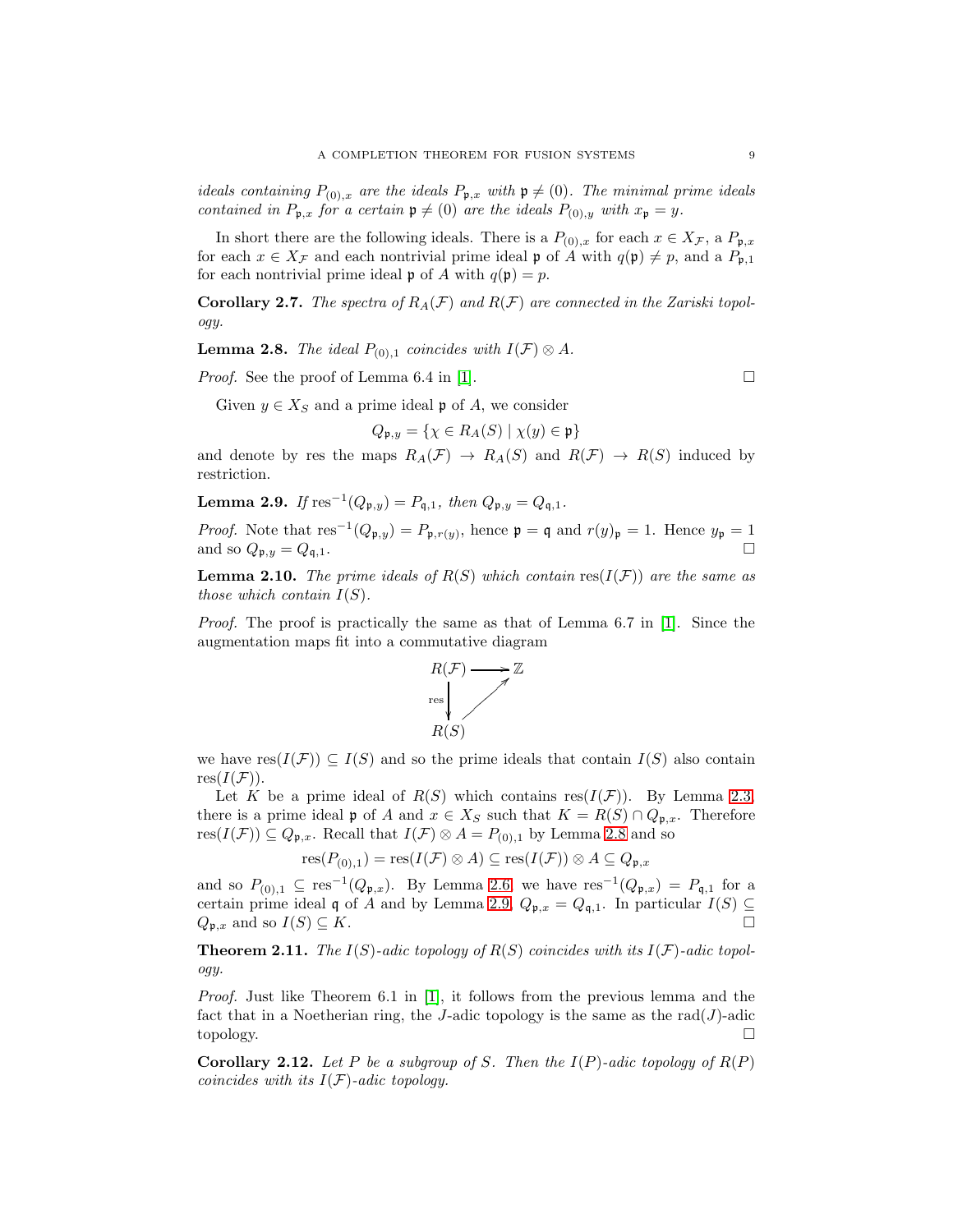*ideals containing $P_{(0),x}$ are the ideals $P_{\mathfrak{p},x}$ with $\mathfrak{p} \neq (0)$. The minimal prime ideals contained in $P_{\mathfrak{p},x}$ for a certain $\mathfrak{p} \neq (0)$ are the ideals $P_{(0),y}$ with $x_{\mathfrak{p}} = y$.*

In short there are the following ideals. There is a $P_{(0),x}$ for each $x \in X_{\mathcal{F}}$, a $P_{\mathfrak{p},x}$ for each $x \in X_{\mathcal{F}}$ and each nontrivial prime ideal $\mathfrak{p}$ of $A$ with $q(\mathfrak{p}) \neq p$, and a $P_{\mathfrak{p},1}$ for each nontrivial prime ideal $\mathfrak{p}$ of $A$ with $q(\mathfrak{p}) = p$.

**Corollary 2.7.** *The spectra of $R_A(\mathcal{F})$ and $R(\mathcal{F})$ are connected in the Zariski topology.*

**Lemma 2.8.** *The ideal $P_{(0),1}$ coincides with $I(\mathcal{F}) \otimes A$.*

*Proof.* See the proof of Lemma 6.4 in [1]. □

Given $y \in X_S$ and a prime ideal $\mathfrak{p}$ of $A$, we consider

$$Q_{\mathfrak{p},y} = \{\chi \in R_A(S) \mid \chi(y) \in \mathfrak{p}\}$$

and denote by res the maps $R_A(\mathcal{F}) \to R_A(S)$ and $R(\mathcal{F}) \to R(S)$ induced by restriction.

**Lemma 2.9.** *If $\operatorname{res}^{-1}(Q_{\mathfrak{p},y}) = P_{\mathfrak{q},1}$, then $Q_{\mathfrak{p},y} = Q_{\mathfrak{q},1}$.*

*Proof.* Note that $\operatorname{res}^{-1}(Q_{\mathfrak{p},y}) = P_{\mathfrak{p},r(y)}$, hence $\mathfrak{p} = \mathfrak{q}$ and $r(y)_{\mathfrak{p}} = 1$. Hence $y_{\mathfrak{p}} = 1$ and so $Q_{\mathfrak{p},y} = Q_{\mathfrak{q},1}$. □

**Lemma 2.10.** *The prime ideals of $R(S)$ which contain $\operatorname{res}(I(\mathcal{F}))$ are the same as those which contain $I(S)$.*

*Proof.* The proof is practically the same as that of Lemma 6.7 in [1]. Since the augmentation maps fit into a commutative diagram

$$\begin{array}{ccc} R(\mathcal{F}) & \longrightarrow & \mathbb{Z} \\ {\scriptstyle\text{res}}\downarrow & \nearrow & \\ R(S) & & \end{array}$$

we have $\operatorname{res}(I(\mathcal{F})) \subseteq I(S)$ and so the prime ideals that contain $I(S)$ also contain $\operatorname{res}(I(\mathcal{F}))$.

Let $K$ be a prime ideal of $R(S)$ which contains $\operatorname{res}(I(\mathcal{F}))$. By Lemma 2.3 there is a prime ideal $\mathfrak{p}$ of $A$ and $x \in X_S$ such that $K = R(S) \cap Q_{\mathfrak{p},x}$. Therefore $\operatorname{res}(I(\mathcal{F})) \subseteq Q_{\mathfrak{p},x}$. Recall that $I(\mathcal{F}) \otimes A = P_{(0),1}$ by Lemma 2.8 and so

$$\operatorname{res}(P_{(0),1}) = \operatorname{res}(I(\mathcal{F}) \otimes A) \subseteq \operatorname{res}(I(\mathcal{F})) \otimes A \subseteq Q_{\mathfrak{p},x}$$

and so $P_{(0),1} \subseteq \operatorname{res}^{-1}(Q_{\mathfrak{p},x})$. By Lemma 2.6 we have $\operatorname{res}^{-1}(Q_{\mathfrak{p},x}) = P_{\mathfrak{q},1}$ for a certain prime ideal $\mathfrak{q}$ of $A$ and by Lemma 2.9, $Q_{\mathfrak{p},x} = Q_{\mathfrak{q},1}$. In particular $I(S) \subseteq Q_{\mathfrak{p},x}$ and so $I(S) \subseteq K$. □

**Theorem 2.11.** *The $I(S)$-adic topology of $R(S)$ coincides with its $I(\mathcal{F})$-adic topology.*

*Proof.* Just like Theorem 6.1 in [1], it follows from the previous lemma and the fact that in a Noetherian ring, the $J$-adic topology is the same as the $\operatorname{rad}(J)$-adic topology. □

**Corollary 2.12.** *Let $P$ be a subgroup of $S$. Then the $I(P)$-adic topology of $R(P)$ coincides with its $I(\mathcal{F})$-adic topology.*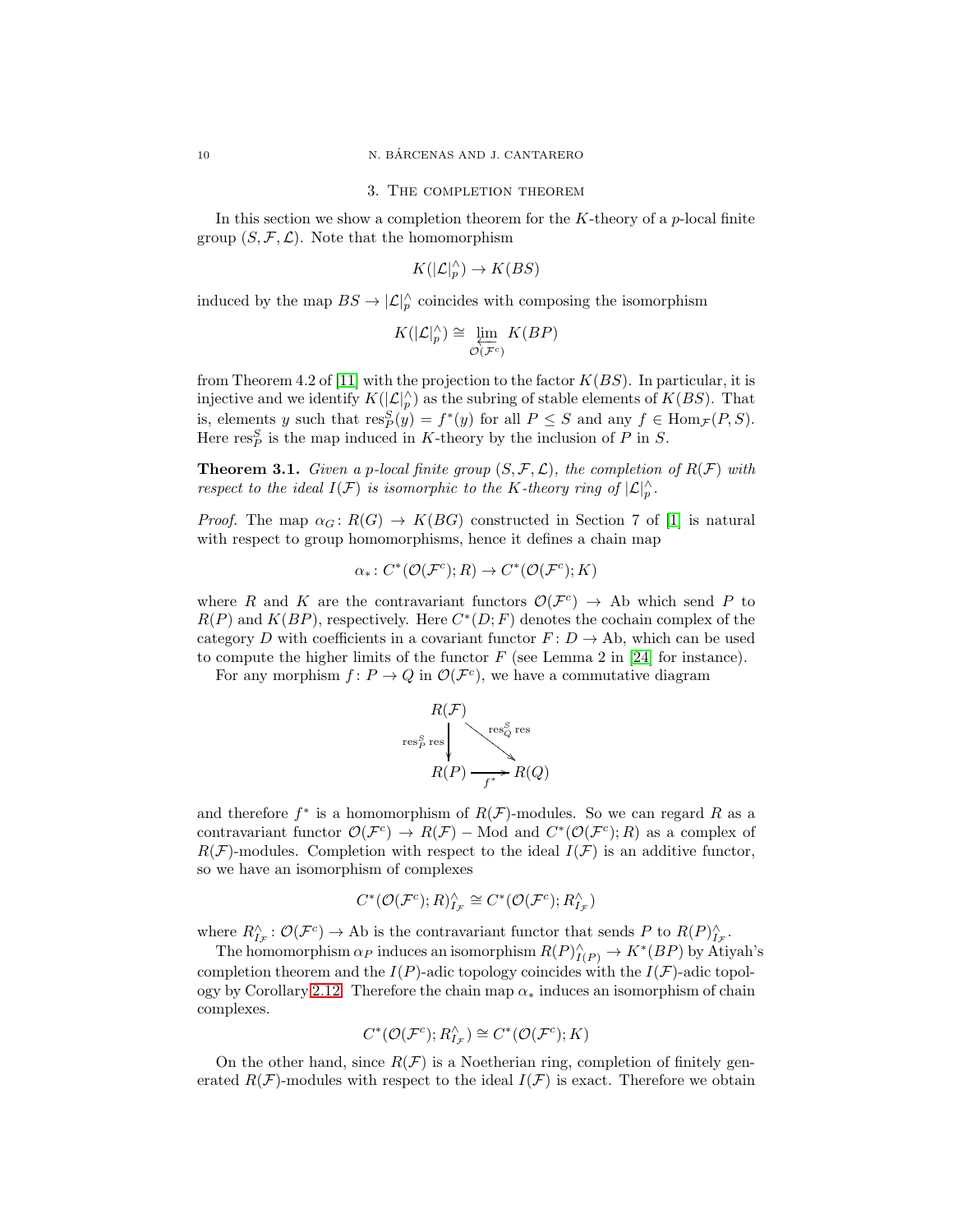## 3. The completion theorem

In this section we show a completion theorem for the $K$-theory of a $p$-local finite group $(S, \mathcal{F}, \mathcal{L})$. Note that the homomorphism

$$K(|\mathcal{L}|_p^\wedge) \to K(BS)$$

induced by the map $BS \to |\mathcal{L}|_p^\wedge$ coincides with composing the isomorphism

$$K(|\mathcal{L}|_p^\wedge) \cong \varprojlim_{\mathcal{O}(\mathcal{F}^c)} K(BP)$$

from Theorem 4.2 of [11] with the projection to the factor $K(BS)$. In particular, it is injective and we identify $K(|\mathcal{L}|_p^\wedge)$ as the subring of stable elements of $K(BS)$. That is, elements $y$ such that $\mathrm{res}_P^S(y) = f^*(y)$ for all $P \leq S$ and any $f \in \mathrm{Hom}_{\mathcal{F}}(P, S)$. Here $\mathrm{res}_P^S$ is the map induced in $K$-theory by the inclusion of $P$ in $S$.

**Theorem 3.1.** *Given a $p$-local finite group $(S, \mathcal{F}, \mathcal{L})$, the completion of $R(\mathcal{F})$ with respect to the ideal $I(\mathcal{F})$ is isomorphic to the $K$-theory ring of $|\mathcal{L}|_p^\wedge$.*

*Proof.* The map $\alpha_G \colon R(G) \to K(BG)$ constructed in Section 7 of [1] is natural with respect to group homomorphisms, hence it defines a chain map

$$\alpha_* \colon C^*(\mathcal{O}(\mathcal{F}^c); R) \to C^*(\mathcal{O}(\mathcal{F}^c); K)$$

where $R$ and $K$ are the contravariant functors $\mathcal{O}(\mathcal{F}^c) \to \mathrm{Ab}$ which send $P$ to $R(P)$ and $K(BP)$, respectively. Here $C^*(D; F)$ denotes the cochain complex of the category $D$ with coefficients in a covariant functor $F \colon D \to \mathrm{Ab}$, which can be used to compute the higher limits of the functor $F$ (see Lemma 2 in [24] for instance).

For any morphism $f \colon P \to Q$ in $\mathcal{O}(\mathcal{F}^c)$, we have a commutative diagram

$$\begin{array}{ccc} R(\mathcal{F}) & & \\ \downarrow{\scriptstyle \mathrm{res}_P^S \mathrm{res}} & \searrow{\scriptstyle \mathrm{res}_Q^S \mathrm{res}} & \\ R(P) & \xrightarrow{f^*} & R(Q) \end{array}$$

and therefore $f^*$ is a homomorphism of $R(\mathcal{F})$-modules. So we can regard $R$ as a contravariant functor $\mathcal{O}(\mathcal{F}^c) \to R(\mathcal{F}) - \mathrm{Mod}$ and $C^*(\mathcal{O}(\mathcal{F}^c); R)$ as a complex of $R(\mathcal{F})$-modules. Completion with respect to the ideal $I(\mathcal{F})$ is an additive functor, so we have an isomorphism of complexes

$$C^*(\mathcal{O}(\mathcal{F}^c); R)^\wedge_{I_\mathcal{F}} \cong C^*(\mathcal{O}(\mathcal{F}^c); R^\wedge_{I_\mathcal{F}})$$

where $R^\wedge_{I_\mathcal{F}} \colon \mathcal{O}(\mathcal{F}^c) \to \mathrm{Ab}$ is the contravariant functor that sends $P$ to $R(P)^\wedge_{I_\mathcal{F}}$.

The homomorphism $\alpha_P$ induces an isomorphism $R(P)^\wedge_{I(P)} \to K^*(BP)$ by Atiyah's completion theorem and the $I(P)$-adic topology coincides with the $I(\mathcal{F})$-adic topology by Corollary 2.12. Therefore the chain map $\alpha_*$ induces an isomorphism of chain complexes.

$$C^*(\mathcal{O}(\mathcal{F}^c); R^\wedge_{I_\mathcal{F}}) \cong C^*(\mathcal{O}(\mathcal{F}^c); K)$$

On the other hand, since $R(\mathcal{F})$ is a Noetherian ring, completion of finitely generated $R(\mathcal{F})$-modules with respect to the ideal $I(\mathcal{F})$ is exact. Therefore we obtain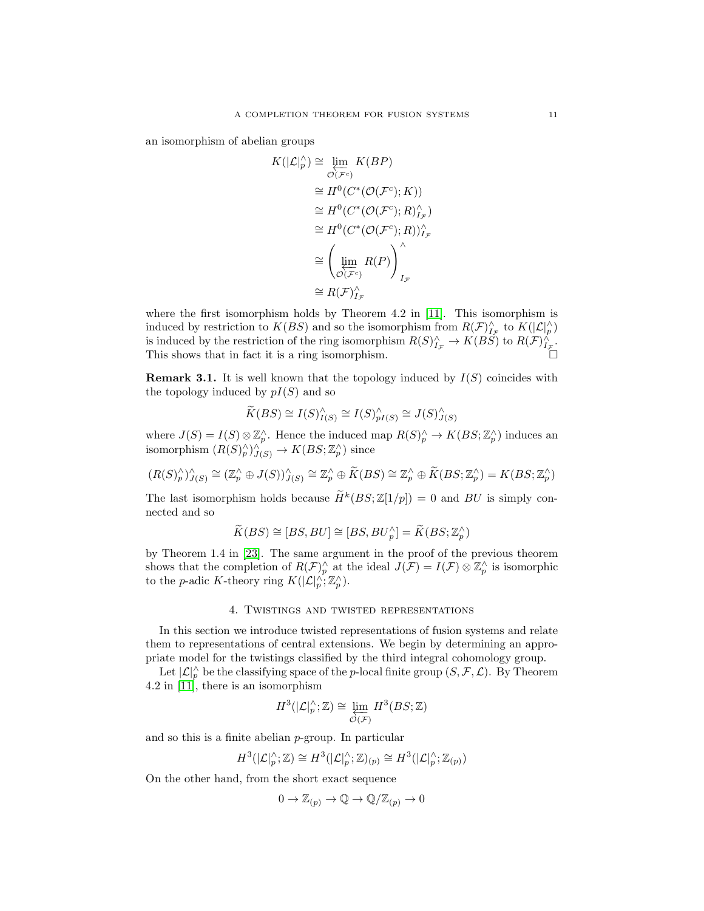an isomorphism of abelian groups

$$\begin{aligned}
K(|\mathcal{L}|_p^\wedge) &\cong \varprojlim_{\mathcal{O}(\mathcal{F}^c)} K(BP) \\
&\cong H^0(C^*(\mathcal{O}(\mathcal{F}^c); K)) \\
&\cong H^0(C^*(\mathcal{O}(\mathcal{F}^c); R)^\wedge_{I_\mathcal{F}}) \\
&\cong H^0(C^*(\mathcal{O}(\mathcal{F}^c); R))^\wedge_{I_\mathcal{F}} \\
&\cong \left( \varprojlim_{\mathcal{O}(\mathcal{F}^c)} R(P) \right)^\wedge_{I_\mathcal{F}} \\
&\cong R(\mathcal{F})^\wedge_{I_\mathcal{F}}
\end{aligned}$$

where the first isomorphism holds by Theorem 4.2 in [11]. This isomorphism is induced by restriction to $K(BS)$ and so the isomorphism from $R(\mathcal{F})^\wedge_{I_\mathcal{F}}$ to $K(|\mathcal{L}|_p^\wedge)$ is induced by the restriction of the ring isomorphism $R(S)^\wedge_{I_\mathcal{F}} \to K(BS)$ to $R(\mathcal{F})^\wedge_{I_\mathcal{F}}$. This shows that in fact it is a ring isomorphism. $\square$

**Remark 3.1.** It is well known that the topology induced by $I(S)$ coincides with the topology induced by $pI(S)$ and so

$$\widetilde{K}(BS) \cong I(S)^\wedge_{I(S)} \cong I(S)^\wedge_{pI(S)} \cong J(S)^\wedge_{J(S)}$$

where $J(S) = I(S) \otimes \mathbb{Z}_p^\wedge$. Hence the induced map $R(S)_p^\wedge \to K(BS; \mathbb{Z}_p^\wedge)$ induces an isomorphism $(R(S)_p^\wedge)^\wedge_{J(S)} \to K(BS; \mathbb{Z}_p^\wedge)$ since

$$(R(S)_p^\wedge)^\wedge_{J(S)} \cong (\mathbb{Z}_p^\wedge \oplus J(S))^\wedge_{J(S)} \cong \mathbb{Z}_p^\wedge \oplus \widetilde{K}(BS) \cong \mathbb{Z}_p^\wedge \oplus \widetilde{K}(BS; \mathbb{Z}_p^\wedge) = K(BS; \mathbb{Z}_p^\wedge)$$

The last isomorphism holds because $\widetilde{H}^k(BS; \mathbb{Z}[1/p]) = 0$ and $BU$ is simply connected and so

$$\widetilde{K}(BS) \cong [BS, BU] \cong [BS, BU_p^\wedge] = \widetilde{K}(BS; \mathbb{Z}_p^\wedge)$$

by Theorem 1.4 in [23]. The same argument in the proof of the previous theorem shows that the completion of $R(\mathcal{F})_p^\wedge$ at the ideal $J(\mathcal{F}) = I(\mathcal{F}) \otimes \mathbb{Z}_p^\wedge$ is isomorphic to the $p$-adic $K$-theory ring $K(|\mathcal{L}|_p^\wedge; \mathbb{Z}_p^\wedge)$.

## 4. Twistings and twisted representations

In this section we introduce twisted representations of fusion systems and relate them to representations of central extensions. We begin by determining an appropriate model for the twistings classified by the third integral cohomology group.

Let $|\mathcal{L}|_p^\wedge$ be the classifying space of the $p$-local finite group $(S, \mathcal{F}, \mathcal{L})$. By Theorem 4.2 in [11], there is an isomorphism

$$H^3(|\mathcal{L}|_p^\wedge; \mathbb{Z}) \cong \varprojlim_{\mathcal{O}(\mathcal{F})} H^3(BS; \mathbb{Z})$$

and so this is a finite abelian $p$-group. In particular

$$H^3(|\mathcal{L}|_p^\wedge; \mathbb{Z}) \cong H^3(|\mathcal{L}|_p^\wedge; \mathbb{Z})_{(p)} \cong H^3(|\mathcal{L}|_p^\wedge; \mathbb{Z}_{(p)})$$

On the other hand, from the short exact sequence

$$0 \to \mathbb{Z}_{(p)} \to \mathbb{Q} \to \mathbb{Q}/\mathbb{Z}_{(p)} \to 0$$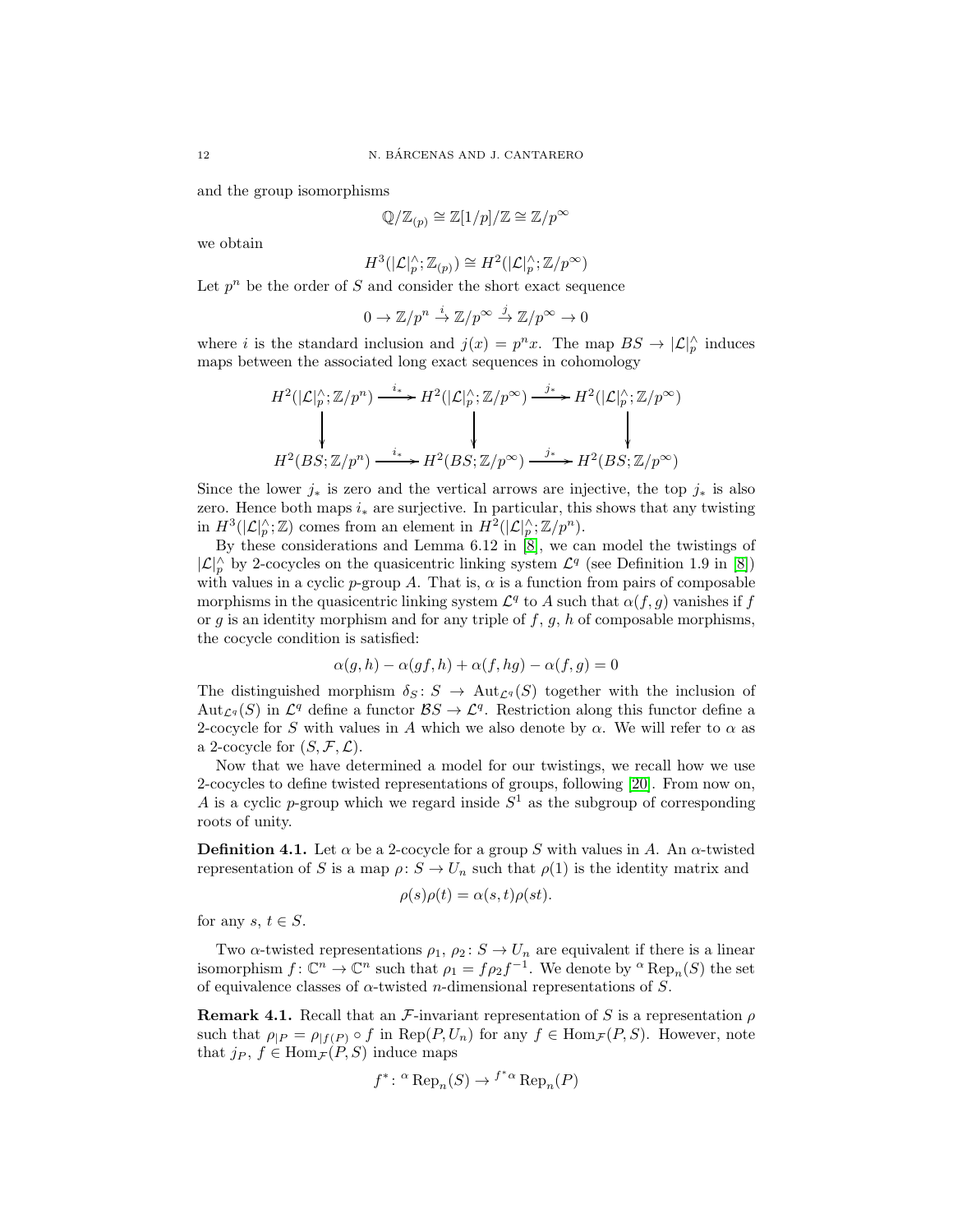and the group isomorphisms

$$\mathbb{Q}/\mathbb{Z}_{(p)} \cong \mathbb{Z}[1/p]/\mathbb{Z} \cong \mathbb{Z}/p^\infty$$

we obtain

$$H^3(|\mathcal{L}|_p^\wedge; \mathbb{Z}_{(p)}) \cong H^2(|\mathcal{L}|_p^\wedge; \mathbb{Z}/p^\infty)$$

Let $p^n$ be the order of $S$ and consider the short exact sequence

$$0 \to \mathbb{Z}/p^n \xrightarrow{i} \mathbb{Z}/p^\infty \xrightarrow{j} \mathbb{Z}/p^\infty \to 0$$

where $i$ is the standard inclusion and $j(x) = p^n x$. The map $BS \to |\mathcal{L}|_p^\wedge$ induces maps between the associated long exact sequences in cohomology

$$\begin{array}{ccccc}
H^2(|\mathcal{L}|_p^\wedge; \mathbb{Z}/p^n) & \xrightarrow{i_*} & H^2(|\mathcal{L}|_p^\wedge; \mathbb{Z}/p^\infty) & \xrightarrow{j_*} & H^2(|\mathcal{L}|_p^\wedge; \mathbb{Z}/p^\infty) \\
\downarrow & & \downarrow & & \downarrow \\
H^2(BS; \mathbb{Z}/p^n) & \xrightarrow{i_*} & H^2(BS; \mathbb{Z}/p^\infty) & \xrightarrow{j_*} & H^2(BS; \mathbb{Z}/p^\infty)
\end{array}$$

Since the lower $j_*$ is zero and the vertical arrows are injective, the top $j_*$ is also zero. Hence both maps $i_*$ are surjective. In particular, this shows that any twisting in $H^3(|\mathcal{L}|_p^\wedge; \mathbb{Z})$ comes from an element in $H^2(|\mathcal{L}|_p^\wedge; \mathbb{Z}/p^n)$.

By these considerations and Lemma 6.12 in [8], we can model the twistings of $|\mathcal{L}|_p^\wedge$ by 2-cocycles on the quasicentric linking system $\mathcal{L}^q$ (see Definition 1.9 in [8]) with values in a cyclic $p$-group $A$. That is, $\alpha$ is a function from pairs of composable morphisms in the quasicentric linking system $\mathcal{L}^q$ to $A$ such that $\alpha(f, g)$ vanishes if $f$ or $g$ is an identity morphism and for any triple of $f$, $g$, $h$ of composable morphisms, the cocycle condition is satisfied:

$$\alpha(g, h) - \alpha(gf, h) + \alpha(f, hg) - \alpha(f, g) = 0$$

The distinguished morphism $\delta_S \colon S \to \mathrm{Aut}_{\mathcal{L}^q}(S)$ together with the inclusion of $\mathrm{Aut}_{\mathcal{L}^q}(S)$ in $\mathcal{L}^q$ define a functor $\mathcal{B}S \to \mathcal{L}^q$. Restriction along this functor define a 2-cocycle for $S$ with values in $A$ which we also denote by $\alpha$. We will refer to $\alpha$ as a 2-cocycle for $(S, \mathcal{F}, \mathcal{L})$.

Now that we have determined a model for our twistings, we recall how we use 2-cocycles to define twisted representations of groups, following [20]. From now on, $A$ is a cyclic $p$-group which we regard inside $S^1$ as the subgroup of corresponding roots of unity.

**Definition 4.1.** Let $\alpha$ be a 2-cocycle for a group $S$ with values in $A$. An $\alpha$-twisted representation of $S$ is a map $\rho \colon S \to U_n$ such that $\rho(1)$ is the identity matrix and

$$\rho(s)\rho(t) = \alpha(s, t)\rho(st).$$

for any $s$, $t \in S$.

Two $\alpha$-twisted representations $\rho_1$, $\rho_2 \colon S \to U_n$ are equivalent if there is a linear isomorphism $f \colon \mathbb{C}^n \to \mathbb{C}^n$ such that $\rho_1 = f\rho_2 f^{-1}$. We denote by ${}^\alpha\,\mathrm{Rep}_n(S)$ the set of equivalence classes of $\alpha$-twisted $n$-dimensional representations of $S$.

**Remark 4.1.** Recall that an $\mathcal{F}$-invariant representation of $S$ is a representation $\rho$ such that $\rho_{|P} = \rho_{|f(P)} \circ f$ in $\mathrm{Rep}(P, U_n)$ for any $f \in \mathrm{Hom}_{\mathcal{F}}(P, S)$. However, note that $j_P$, $f \in \mathrm{Hom}_{\mathcal{F}}(P, S)$ induce maps

$$f^* \colon {}^\alpha\,\mathrm{Rep}_n(S) \to {}^{f^*\alpha}\,\mathrm{Rep}_n(P)$$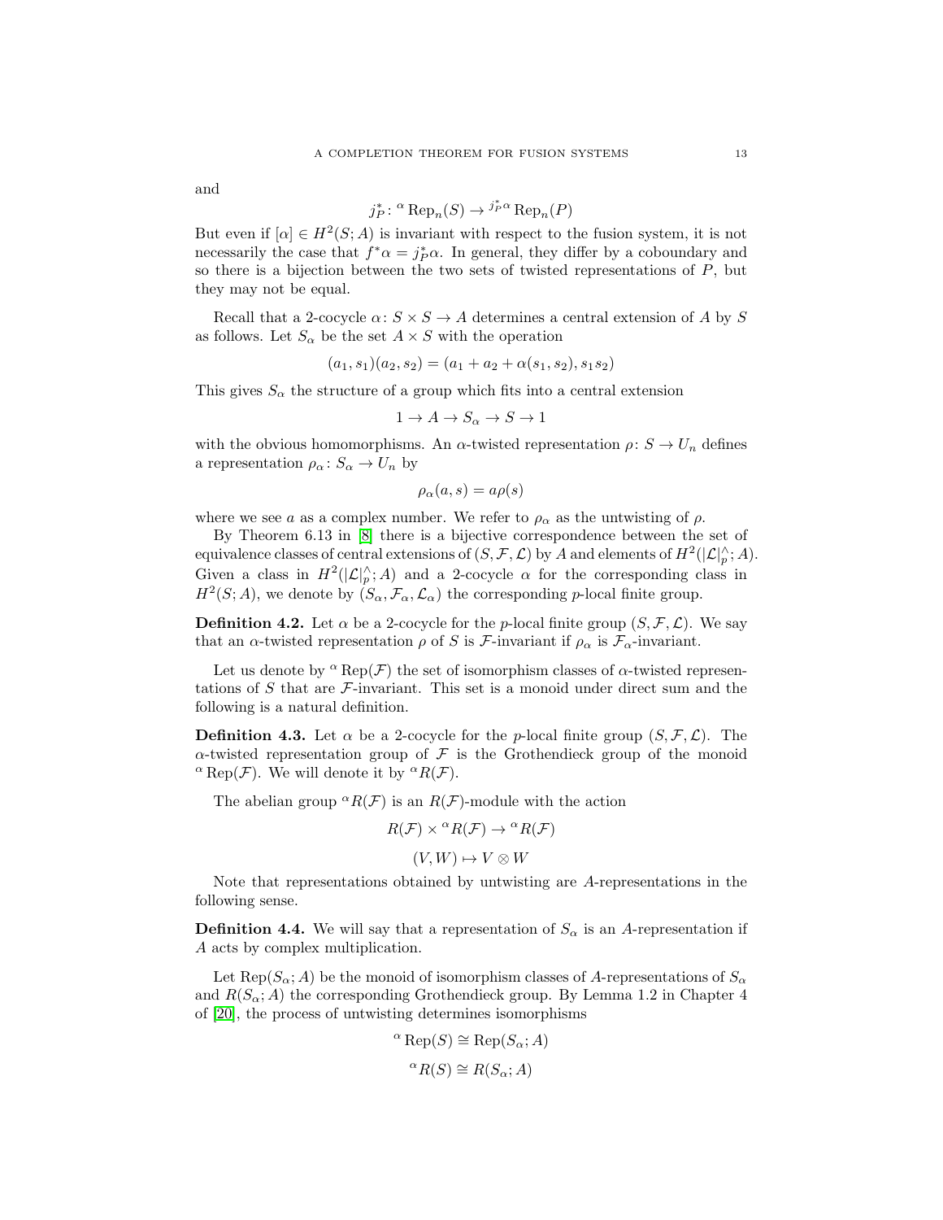and

$$j_P^*\colon {}^{\alpha}\operatorname{Rep}_n(S) \to {}^{j_P^*\alpha}\operatorname{Rep}_n(P)$$

But even if $[\alpha] \in H^2(S; A)$ is invariant with respect to the fusion system, it is not necessarily the case that $f^*\alpha = j_P^*\alpha$. In general, they differ by a coboundary and so there is a bijection between the two sets of twisted representations of $P$, but they may not be equal.

Recall that a 2-cocycle $\alpha\colon S \times S \to A$ determines a central extension of $A$ by $S$ as follows. Let $S_\alpha$ be the set $A \times S$ with the operation

$$(a_1, s_1)(a_2, s_2) = (a_1 + a_2 + \alpha(s_1, s_2), s_1 s_2)$$

This gives $S_\alpha$ the structure of a group which fits into a central extension

$$1 \to A \to S_\alpha \to S \to 1$$

with the obvious homomorphisms. An $\alpha$-twisted representation $\rho\colon S \to U_n$ defines a representation $\rho_\alpha\colon S_\alpha \to U_n$ by

$$\rho_\alpha(a, s) = a\rho(s)$$

where we see $a$ as a complex number. We refer to $\rho_\alpha$ as the untwisting of $\rho$.

By Theorem 6.13 in [8] there is a bijective correspondence between the set of equivalence classes of central extensions of $(S, \mathcal{F}, \mathcal{L})$ by $A$ and elements of $H^2(|\mathcal{L}|_p^\wedge; A)$. Given a class in $H^2(|\mathcal{L}|_p^\wedge; A)$ and a 2-cocycle $\alpha$ for the corresponding class in $H^2(S; A)$, we denote by $(S_\alpha, \mathcal{F}_\alpha, \mathcal{L}_\alpha)$ the corresponding $p$-local finite group.

**Definition 4.2.** Let $\alpha$ be a 2-cocycle for the $p$-local finite group $(S, \mathcal{F}, \mathcal{L})$. We say that an $\alpha$-twisted representation $\rho$ of $S$ is $\mathcal{F}$-invariant if $\rho_\alpha$ is $\mathcal{F}_\alpha$-invariant.

Let us denote by ${}^{\alpha}\operatorname{Rep}(\mathcal{F})$ the set of isomorphism classes of $\alpha$-twisted representations of $S$ that are $\mathcal{F}$-invariant. This set is a monoid under direct sum and the following is a natural definition.

**Definition 4.3.** Let $\alpha$ be a 2-cocycle for the $p$-local finite group $(S, \mathcal{F}, \mathcal{L})$. The $\alpha$-twisted representation group of $\mathcal{F}$ is the Grothendieck group of the monoid ${}^{\alpha}\operatorname{Rep}(\mathcal{F})$. We will denote it by ${}^{\alpha}R(\mathcal{F})$.

The abelian group ${}^{\alpha}R(\mathcal{F})$ is an $R(\mathcal{F})$-module with the action

$$R(\mathcal{F}) \times {}^{\alpha}R(\mathcal{F}) \to {}^{\alpha}R(\mathcal{F})$$

$$(V, W) \mapsto V \otimes W$$

Note that representations obtained by untwisting are $A$-representations in the following sense.

**Definition 4.4.** We will say that a representation of $S_\alpha$ is an $A$-representation if $A$ acts by complex multiplication.

Let $\operatorname{Rep}(S_\alpha; A)$ be the monoid of isomorphism classes of $A$-representations of $S_\alpha$ and $R(S_\alpha; A)$ the corresponding Grothendieck group. By Lemma 1.2 in Chapter 4 of [20], the process of untwisting determines isomorphisms

$${}^{\alpha}\operatorname{Rep}(S) \cong \operatorname{Rep}(S_\alpha; A)$$

$${}^{\alpha}R(S) \cong R(S_\alpha; A)$$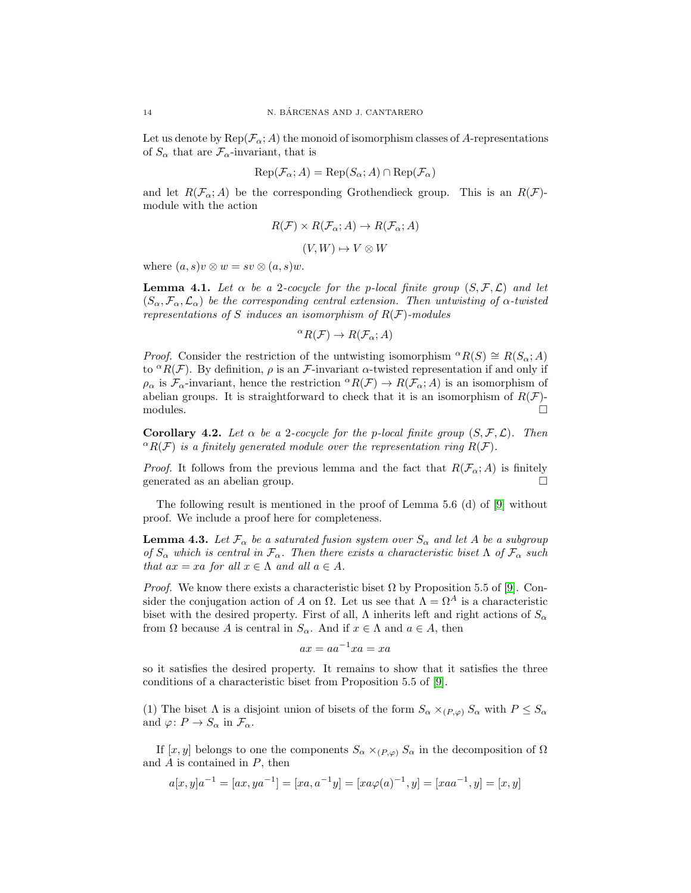Let us denote by $\mathrm{Rep}(\mathcal{F}_\alpha; A)$ the monoid of isomorphism classes of $A$-representations of $S_\alpha$ that are $\mathcal{F}_\alpha$-invariant, that is

$$\mathrm{Rep}(\mathcal{F}_\alpha; A) = \mathrm{Rep}(S_\alpha; A) \cap \mathrm{Rep}(\mathcal{F}_\alpha)$$

and let $R(\mathcal{F}_\alpha; A)$ be the corresponding Grothendieck group. This is an $R(\mathcal{F})$-module with the action

$$R(\mathcal{F}) \times R(\mathcal{F}_\alpha; A) \to R(\mathcal{F}_\alpha; A)$$

$$(V, W) \mapsto V \otimes W$$

where $(a, s)v \otimes w = sv \otimes (a, s)w$.

**Lemma 4.1.** *Let $\alpha$ be a 2-cocycle for the $p$-local finite group $(S, \mathcal{F}, \mathcal{L})$ and let $(S_\alpha, \mathcal{F}_\alpha, \mathcal{L}_\alpha)$ be the corresponding central extension. Then untwisting of $\alpha$-twisted representations of $S$ induces an isomorphism of $R(\mathcal{F})$-modules*

$$^\alpha R(\mathcal{F}) \to R(\mathcal{F}_\alpha; A)$$

*Proof.* Consider the restriction of the untwisting isomorphism $^\alpha R(S) \cong R(S_\alpha; A)$ to $^\alpha R(\mathcal{F})$. By definition, $\rho$ is an $\mathcal{F}$-invariant $\alpha$-twisted representation if and only if $\rho_\alpha$ is $\mathcal{F}_\alpha$-invariant, hence the restriction $^\alpha R(\mathcal{F}) \to R(\mathcal{F}_\alpha; A)$ is an isomorphism of abelian groups. It is straightforward to check that it is an isomorphism of $R(\mathcal{F})$-modules. □

**Corollary 4.2.** *Let $\alpha$ be a 2-cocycle for the $p$-local finite group $(S, \mathcal{F}, \mathcal{L})$. Then $^\alpha R(\mathcal{F})$ is a finitely generated module over the representation ring $R(\mathcal{F})$.*

*Proof.* It follows from the previous lemma and the fact that $R(\mathcal{F}_\alpha; A)$ is finitely generated as an abelian group. □

The following result is mentioned in the proof of Lemma 5.6 (d) of [9] without proof. We include a proof here for completeness.

**Lemma 4.3.** *Let $\mathcal{F}_\alpha$ be a saturated fusion system over $S_\alpha$ and let $A$ be a subgroup of $S_\alpha$ which is central in $\mathcal{F}_\alpha$. Then there exists a characteristic biset $\Lambda$ of $\mathcal{F}_\alpha$ such that $ax = xa$ for all $x \in \Lambda$ and all $a \in A$.*

*Proof.* We know there exists a characteristic biset $\Omega$ by Proposition 5.5 of [9]. Consider the conjugation action of $A$ on $\Omega$. Let us see that $\Lambda = \Omega^A$ is a characteristic biset with the desired property. First of all, $\Lambda$ inherits left and right actions of $S_\alpha$ from $\Omega$ because $A$ is central in $S_\alpha$. And if $x \in \Lambda$ and $a \in A$, then

$$ax = aa^{-1}xa = xa$$

so it satisfies the desired property. It remains to show that it satisfies the three conditions of a characteristic biset from Proposition 5.5 of [9].

(1) The biset $\Lambda$ is a disjoint union of bisets of the form $S_\alpha \times_{(P,\varphi)} S_\alpha$ with $P \leq S_\alpha$ and $\varphi\colon P \to S_\alpha$ in $\mathcal{F}_\alpha$.

If $[x, y]$ belongs to one the components $S_\alpha \times_{(P,\varphi)} S_\alpha$ in the decomposition of $\Omega$ and $A$ is contained in $P$, then

$$a[x, y]a^{-1} = [ax, ya^{-1}] = [xa, a^{-1}y] = [xa\varphi(a)^{-1}, y] = [xaa^{-1}, y] = [x, y]$$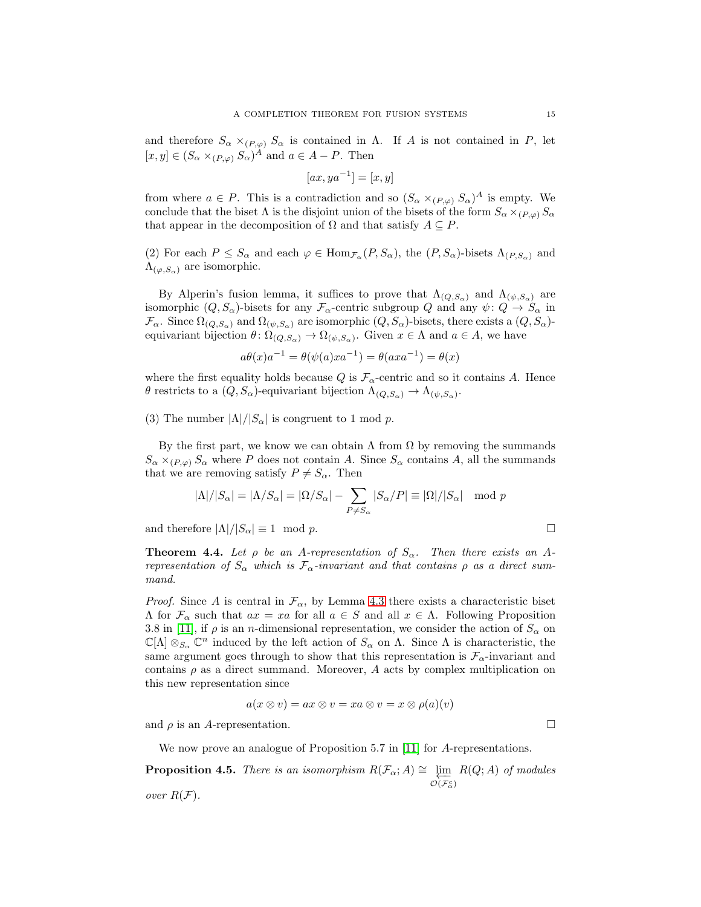and therefore $S_\alpha \times_{(P,\varphi)} S_\alpha$ is contained in $\Lambda$. If $A$ is not contained in $P$, let $[x, y] \in (S_\alpha \times_{(P,\varphi)} S_\alpha)^A$ and $a \in A - P$. Then

$$[ax, ya^{-1}] = [x, y]$$

from where $a \in P$. This is a contradiction and so $(S_\alpha \times_{(P,\varphi)} S_\alpha)^A$ is empty. We conclude that the biset $\Lambda$ is the disjoint union of the bisets of the form $S_\alpha \times_{(P,\varphi)} S_\alpha$ that appear in the decomposition of $\Omega$ and that satisfy $A \subseteq P$.

(2) For each $P \leq S_\alpha$ and each $\varphi \in \mathrm{Hom}_{\mathcal{F}_\alpha}(P, S_\alpha)$, the $(P, S_\alpha)$-bisets $\Lambda_{(P,S_\alpha)}$ and $\Lambda_{(\varphi,S_\alpha)}$ are isomorphic.

By Alperin's fusion lemma, it suffices to prove that $\Lambda_{(Q,S_\alpha)}$ and $\Lambda_{(\psi,S_\alpha)}$ are isomorphic $(Q, S_\alpha)$-bisets for any $\mathcal{F}_\alpha$-centric subgroup $Q$ and any $\psi \colon Q \to S_\alpha$ in $\mathcal{F}_\alpha$. Since $\Omega_{(Q,S_\alpha)}$ and $\Omega_{(\psi,S_\alpha)}$ are isomorphic $(Q, S_\alpha)$-bisets, there exists a $(Q, S_\alpha)$-equivariant bijection $\theta \colon \Omega_{(Q,S_\alpha)} \to \Omega_{(\psi,S_\alpha)}$. Given $x \in \Lambda$ and $a \in A$, we have

$$a\theta(x)a^{-1} = \theta(\psi(a)xa^{-1}) = \theta(axa^{-1}) = \theta(x)$$

where the first equality holds because $Q$ is $\mathcal{F}_\alpha$-centric and so it contains $A$. Hence $\theta$ restricts to a $(Q, S_\alpha)$-equivariant bijection $\Lambda_{(Q,S_\alpha)} \to \Lambda_{(\psi,S_\alpha)}$.

(3) The number $|\Lambda|/|S_\alpha|$ is congruent to 1 mod $p$.

By the first part, we know we can obtain $\Lambda$ from $\Omega$ by removing the summands $S_\alpha \times_{(P,\varphi)} S_\alpha$ where $P$ does not contain $A$. Since $S_\alpha$ contains $A$, all the summands that we are removing satisfy $P \neq S_\alpha$. Then

$$|\Lambda|/|S_\alpha| = |\Lambda/S_\alpha| = |\Omega/S_\alpha| - \sum_{P \neq S_\alpha} |S_\alpha/P| \equiv |\Omega|/|S_\alpha| \mod p$$

and therefore $|\Lambda|/|S_\alpha| \equiv 1 \mod p$. □

**Theorem 4.4.** *Let $\rho$ be an $A$-representation of $S_\alpha$. Then there exists an $A$-representation of $S_\alpha$ which is $\mathcal{F}_\alpha$-invariant and that contains $\rho$ as a direct summand.*

*Proof.* Since $A$ is central in $\mathcal{F}_\alpha$, by Lemma 4.3 there exists a characteristic biset $\Lambda$ for $\mathcal{F}_\alpha$ such that $ax = xa$ for all $a \in S$ and all $x \in \Lambda$. Following Proposition 3.8 in [11], if $\rho$ is an $n$-dimensional representation, we consider the action of $S_\alpha$ on $\mathbb{C}[\Lambda] \otimes_{S_\alpha} \mathbb{C}^n$ induced by the left action of $S_\alpha$ on $\Lambda$. Since $\Lambda$ is characteristic, the same argument goes through to show that this representation is $\mathcal{F}_\alpha$-invariant and contains $\rho$ as a direct summand. Moreover, $A$ acts by complex multiplication on this new representation since

$$a(x \otimes v) = ax \otimes v = xa \otimes v = x \otimes \rho(a)(v)$$

and $\rho$ is an $A$-representation. □

We now prove an analogue of Proposition 5.7 in [11] for $A$-representations.

**Proposition 4.5.** *There is an isomorphism $R(\mathcal{F}_\alpha; A) \cong \varprojlim_{\mathcal{O}(\mathcal{F}_\alpha^c)} R(Q; A)$ of modules over $R(\mathcal{F})$.*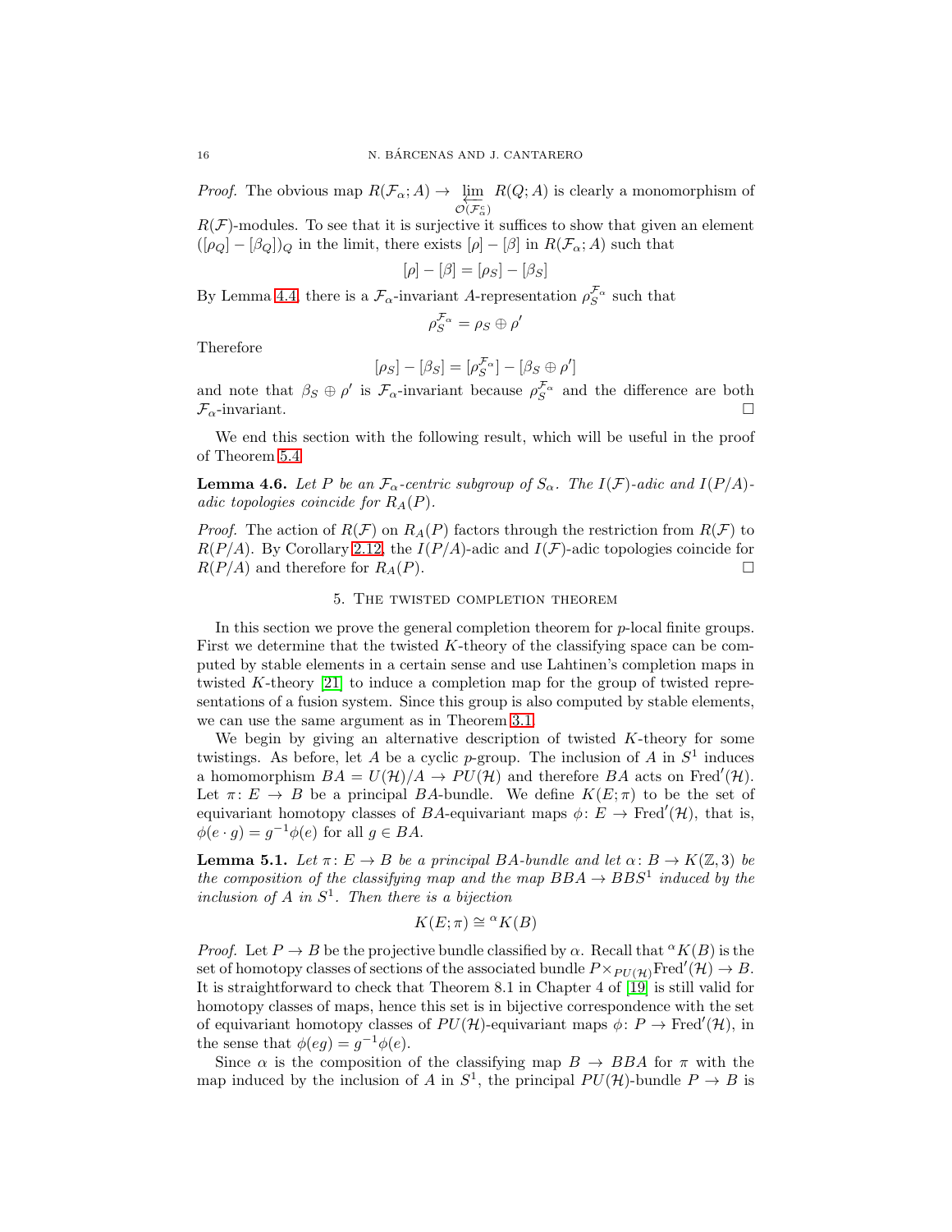*Proof.* The obvious map $R(\mathcal{F}_\alpha; A) \to \varprojlim_{\mathcal{O}(\mathcal{F}_\alpha^c)} R(Q; A)$ is clearly a monomorphism of $R(\mathcal{F})$-modules. To see that it is surjective it suffices to show that given an element $([\rho_Q] - [\beta_Q])_Q$ in the limit, there exists $[\rho] - [\beta]$ in $R(\mathcal{F}_\alpha; A)$ such that

$$[\rho] - [\beta] = [\rho_S] - [\beta_S]$$

By Lemma 4.4, there is a $\mathcal{F}_\alpha$-invariant $A$-representation $\rho_S^{\mathcal{F}_\alpha}$ such that

$$\rho_S^{\mathcal{F}_\alpha} = \rho_S \oplus \rho'$$

Therefore

$$[\rho_S] - [\beta_S] = [\rho_S^{\mathcal{F}_\alpha}] - [\beta_S \oplus \rho']$$

and note that $\beta_S \oplus \rho'$ is $\mathcal{F}_\alpha$-invariant because $\rho_S^{\mathcal{F}_\alpha}$ and the difference are both $\mathcal{F}_\alpha$-invariant. $\square$

We end this section with the following result, which will be useful in the proof of Theorem 5.4.

**Lemma 4.6.** *Let $P$ be an $\mathcal{F}_\alpha$-centric subgroup of $S_\alpha$. The $I(\mathcal{F})$-adic and $I(P/A)$-adic topologies coincide for $R_A(P)$.*

*Proof.* The action of $R(\mathcal{F})$ on $R_A(P)$ factors through the restriction from $R(\mathcal{F})$ to $R(P/A)$. By Corollary 2.12, the $I(P/A)$-adic and $I(\mathcal{F})$-adic topologies coincide for $R(P/A)$ and therefore for $R_A(P)$. $\square$

## 5. The twisted completion theorem

In this section we prove the general completion theorem for $p$-local finite groups. First we determine that the twisted $K$-theory of the classifying space can be computed by stable elements in a certain sense and use Lahtinen's completion maps in twisted $K$-theory [21] to induce a completion map for the group of twisted representations of a fusion system. Since this group is also computed by stable elements, we can use the same argument as in Theorem 3.1.

We begin by giving an alternative description of twisted $K$-theory for some twistings. As before, let $A$ be a cyclic $p$-group. The inclusion of $A$ in $S^1$ induces a homomorphism $BA = U(\mathcal{H})/A \to PU(\mathcal{H})$ and therefore $BA$ acts on $\mathrm{Fred}'(\mathcal{H})$. Let $\pi\colon E \to B$ be a principal $BA$-bundle. We define $K(E;\pi)$ to be the set of equivariant homotopy classes of $BA$-equivariant maps $\phi\colon E \to \mathrm{Fred}'(\mathcal{H})$, that is, $\phi(e \cdot g) = g^{-1}\phi(e)$ for all $g \in BA$.

**Lemma 5.1.** *Let $\pi\colon E \to B$ be a principal $BA$-bundle and let $\alpha\colon B \to K(\mathbb{Z}, 3)$ be the composition of the classifying map and the map $BBA \to BBS^1$ induced by the inclusion of $A$ in $S^1$. Then there is a bijection*

$$K(E;\pi) \cong {}^{\alpha}K(B)$$

*Proof.* Let $P \to B$ be the projective bundle classified by $\alpha$. Recall that ${}^{\alpha}K(B)$ is the set of homotopy classes of sections of the associated bundle $P \times_{PU(\mathcal{H})} \mathrm{Fred}'(\mathcal{H}) \to B$. It is straightforward to check that Theorem 8.1 in Chapter 4 of [19] is still valid for homotopy classes of maps, hence this set is in bijective correspondence with the set of equivariant homotopy classes of $PU(\mathcal{H})$-equivariant maps $\phi\colon P \to \mathrm{Fred}'(\mathcal{H})$, in the sense that $\phi(eg) = g^{-1}\phi(e)$.

Since $\alpha$ is the composition of the classifying map $B \to BBA$ for $\pi$ with the map induced by the inclusion of $A$ in $S^1$, the principal $PU(\mathcal{H})$-bundle $P \to B$ is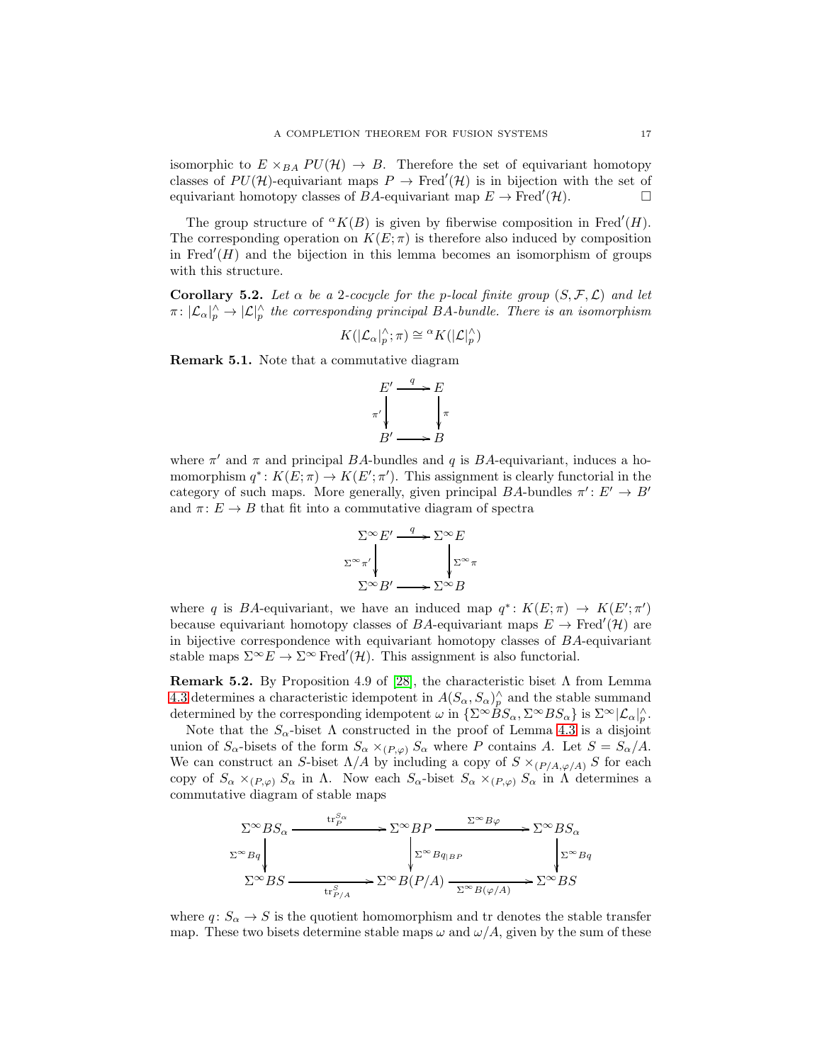isomorphic to $E \times_{BA} PU(\mathcal{H}) \to B$. Therefore the set of equivariant homotopy classes of $PU(\mathcal{H})$-equivariant maps $P \to \mathrm{Fred}'(\mathcal{H})$ is in bijection with the set of equivariant homotopy classes of $BA$-equivariant map $E \to \mathrm{Fred}'(\mathcal{H})$. □

The group structure of ${}^{\alpha}K(B)$ is given by fiberwise composition in $\mathrm{Fred}'(H)$. The corresponding operation on $K(E;\pi)$ is therefore also induced by composition in $\mathrm{Fred}'(H)$ and the bijection in this lemma becomes an isomorphism of groups with this structure.

**Corollary 5.2.** *Let $\alpha$ be a 2-cocycle for the p-local finite group $(S, \mathcal{F}, \mathcal{L})$ and let $\pi\colon |\mathcal{L}_\alpha|_p^\wedge \to |\mathcal{L}|_p^\wedge$ the corresponding principal $BA$-bundle. There is an isomorphism*

$$K(|\mathcal{L}_\alpha|_p^\wedge;\pi) \cong {}^{\alpha}K(|\mathcal{L}|_p^\wedge)$$

**Remark 5.1.** Note that a commutative diagram

$$\begin{array}{ccc} E' & \xrightarrow{q} & E \\ \downarrow{\scriptstyle \pi'} & & \downarrow{\scriptstyle \pi} \\ B' & \longrightarrow & B \end{array}$$

where $\pi'$ and $\pi$ and principal $BA$-bundles and $q$ is $BA$-equivariant, induces a homomorphism $q^*\colon K(E;\pi) \to K(E';\pi')$. This assignment is clearly functorial in the category of such maps. More generally, given principal $BA$-bundles $\pi'\colon E' \to B'$ and $\pi\colon E \to B$ that fit into a commutative diagram of spectra

$$\begin{array}{ccc} \Sigma^\infty E' & \xrightarrow{q} & \Sigma^\infty E \\ \downarrow{\scriptstyle \Sigma^\infty \pi'} & & \downarrow{\scriptstyle \Sigma^\infty \pi} \\ \Sigma^\infty B' & \longrightarrow & \Sigma^\infty B \end{array}$$

where $q$ is $BA$-equivariant, we have an induced map $q^*\colon K(E;\pi) \to K(E';\pi')$ because equivariant homotopy classes of $BA$-equivariant maps $E \to \mathrm{Fred}'(\mathcal{H})$ are in bijective correspondence with equivariant homotopy classes of $BA$-equivariant stable maps $\Sigma^\infty E \to \Sigma^\infty \mathrm{Fred}'(\mathcal{H})$. This assignment is also functorial.

**Remark 5.2.** By Proposition 4.9 of [28], the characteristic biset $\Lambda$ from Lemma 4.3 determines a characteristic idempotent in $A(S_\alpha, S_\alpha)_p^\wedge$ and the stable summand determined by the corresponding idempotent $\omega$ in $\{\Sigma^\infty BS_\alpha, \Sigma^\infty BS_\alpha\}$ is $\Sigma^\infty|\mathcal{L}_\alpha|_p^\wedge$.

Note that the $S_\alpha$-biset $\Lambda$ constructed in the proof of Lemma 4.3 is a disjoint union of $S_\alpha$-bisets of the form $S_\alpha \times_{(P,\varphi)} S_\alpha$ where $P$ contains $A$. Let $S = S_\alpha/A$. We can construct an $S$-biset $\Lambda/A$ by including a copy of $S \times_{(P/A,\varphi/A)} S$ for each copy of $S_\alpha \times_{(P,\varphi)} S_\alpha$ in $\Lambda$. Now each $S_\alpha$-biset $S_\alpha \times_{(P,\varphi)} S_\alpha$ in $\Lambda$ determines a commutative diagram of stable maps

$$\begin{array}{ccccc} \Sigma^\infty BS_\alpha & \xrightarrow{\mathrm{tr}_P^{S_\alpha}} & \Sigma^\infty BP & \xrightarrow{\Sigma^\infty B\varphi} & \Sigma^\infty BS_\alpha \\ \downarrow{\scriptstyle \Sigma^\infty Bq} & & \downarrow{\scriptstyle \Sigma^\infty Bq_{|BP}} & & \downarrow{\scriptstyle \Sigma^\infty Bq} \\ \Sigma^\infty BS & \xrightarrow[\mathrm{tr}_{P/A}^{S}]{} & \Sigma^\infty B(P/A) & \xrightarrow[\Sigma^\infty B(\varphi/A)]{} & \Sigma^\infty BS \end{array}$$

where $q\colon S_\alpha \to S$ is the quotient homomorphism and tr denotes the stable transfer map. These two bisets determine stable maps $\omega$ and $\omega/A$, given by the sum of these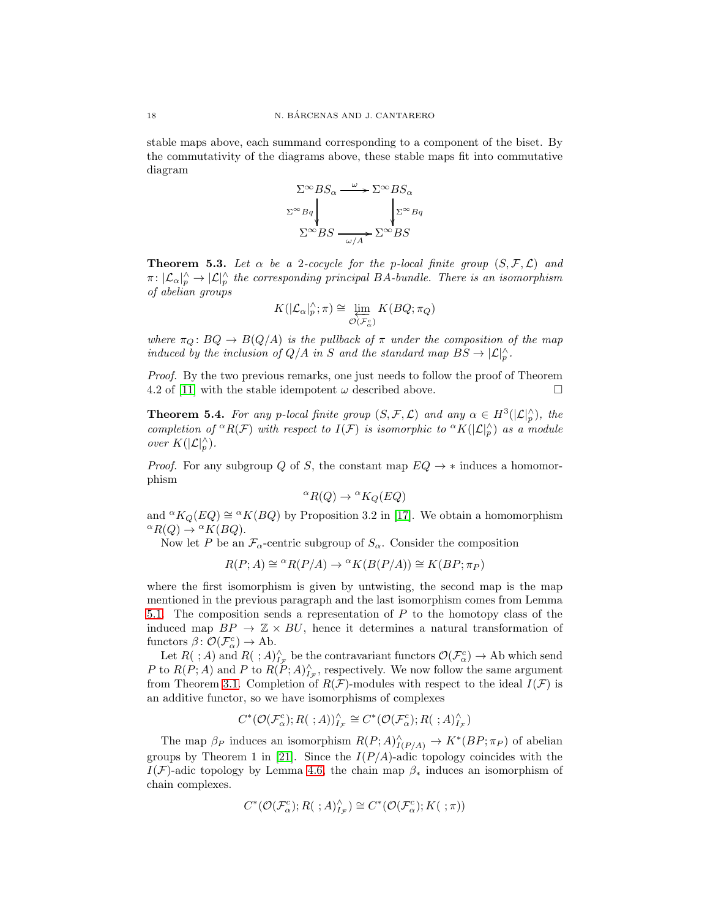stable maps above, each summand corresponding to a component of the biset. By the commutativity of the diagrams above, these stable maps fit into commutative diagram

$$\begin{array}{ccc} \Sigma^\infty BS_\alpha & \xrightarrow{\omega} & \Sigma^\infty BS_\alpha \\ \Big\downarrow{\scriptstyle \Sigma^\infty Bq} & & \Big\downarrow{\scriptstyle \Sigma^\infty Bq} \\ \Sigma^\infty BS & \xrightarrow[\omega/A]{} & \Sigma^\infty BS \end{array}$$

**Theorem 5.3.** *Let $\alpha$ be a 2-cocycle for the $p$-local finite group $(S, \mathcal{F}, \mathcal{L})$ and $\pi\colon |\mathcal{L}_\alpha|^\wedge_p \to |\mathcal{L}|^\wedge_p$ the corresponding principal $BA$-bundle. There is an isomorphism of abelian groups*

$$K(|\mathcal{L}_\alpha|^\wedge_p; \pi) \cong \varprojlim_{\mathcal{O}(\mathcal{F}^c_\alpha)} K(BQ; \pi_Q)$$

*where $\pi_Q\colon BQ \to B(Q/A)$ is the pullback of $\pi$ under the composition of the map induced by the inclusion of $Q/A$ in $S$ and the standard map $BS \to |\mathcal{L}|^\wedge_p$.*

*Proof.* By the two previous remarks, one just needs to follow the proof of Theorem 4.2 of [11] with the stable idempotent $\omega$ described above. $\square$

**Theorem 5.4.** *For any $p$-local finite group $(S, \mathcal{F}, \mathcal{L})$ and any $\alpha \in H^3(|\mathcal{L}|^\wedge_p)$, the completion of ${}^\alpha R(\mathcal{F})$ with respect to $I(\mathcal{F})$ is isomorphic to ${}^\alpha K(|\mathcal{L}|^\wedge_p)$ as a module over $K(|\mathcal{L}|^\wedge_p)$.*

*Proof.* For any subgroup $Q$ of $S$, the constant map $EQ \to *$ induces a homomorphism

$${}^\alpha R(Q) \to {}^\alpha K_Q(EQ)$$

and ${}^\alpha K_Q(EQ) \cong {}^\alpha K(BQ)$ by Proposition 3.2 in [17]. We obtain a homomorphism ${}^\alpha R(Q) \to {}^\alpha K(BQ)$.

Now let $P$ be an $\mathcal{F}_\alpha$-centric subgroup of $S_\alpha$. Consider the composition

$$R(P; A) \cong {}^\alpha R(P/A) \to {}^\alpha K(B(P/A)) \cong K(BP; \pi_P)$$

where the first isomorphism is given by untwisting, the second map is the map mentioned in the previous paragraph and the last isomorphism comes from Lemma 5.1. The composition sends a representation of $P$ to the homotopy class of the induced map $BP \to \mathbb{Z} \times BU$, hence it determines a natural transformation of functors $\beta\colon \mathcal{O}(\mathcal{F}^c_\alpha) \to \mathrm{Ab}$.

Let $R(\ ; A)$ and $R(\ ; A)^\wedge_{I_\mathcal{F}}$ be the contravariant functors $\mathcal{O}(\mathcal{F}^c_\alpha) \to \mathrm{Ab}$ which send $P$ to $R(P; A)$ and $P$ to $R(P; A)^\wedge_{I_\mathcal{F}}$, respectively. We now follow the same argument from Theorem 3.1. Completion of $R(\mathcal{F})$-modules with respect to the ideal $I(\mathcal{F})$ is an additive functor, so we have isomorphisms of complexes

$$C^*(\mathcal{O}(\mathcal{F}^c_\alpha); R(\ ; A))^\wedge_{I_\mathcal{F}} \cong C^*(\mathcal{O}(\mathcal{F}^c_\alpha); R(\ ; A)^\wedge_{I_\mathcal{F}})$$

The map $\beta_P$ induces an isomorphism $R(P; A)^\wedge_{I(P/A)} \to K^*(BP; \pi_P)$ of abelian groups by Theorem 1 in [21]. Since the $I(P/A)$-adic topology coincides with the $I(\mathcal{F})$-adic topology by Lemma 4.6, the chain map $\beta_*$ induces an isomorphism of chain complexes.

$$C^*(\mathcal{O}(\mathcal{F}^c_\alpha); R(\ ; A)^\wedge_{I_\mathcal{F}}) \cong C^*(\mathcal{O}(\mathcal{F}^c_\alpha); K(\ ; \pi))$$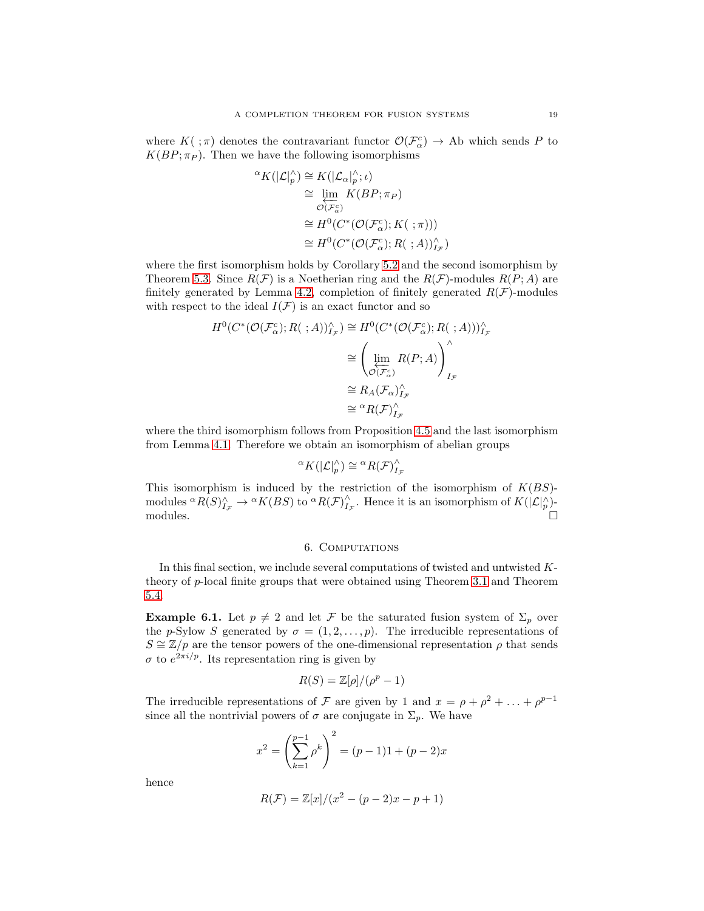where $K(\;;\pi)$ denotes the contravariant functor $\mathcal{O}(\mathcal{F}^c_\alpha) \to \mathrm{Ab}$ which sends $P$ to $K(BP;\pi_P)$. Then we have the following isomorphisms

$$
\begin{aligned}
{}^\alpha K(|\mathcal{L}|^\wedge_p) &\cong K(|\mathcal{L}_\alpha|^\wedge_p;\iota) \\
&\cong \varprojlim_{\mathcal{O}(\mathcal{F}^c_\alpha)} K(BP;\pi_P) \\
&\cong H^0(C^*(\mathcal{O}(\mathcal{F}^c_\alpha);K(\;;\pi))) \\
&\cong H^0(C^*(\mathcal{O}(\mathcal{F}^c_\alpha);R(\;;A))^\wedge_{I_\mathcal{F}})
\end{aligned}
$$

where the first isomorphism holds by Corollary 5.2 and the second isomorphism by Theorem 5.3. Since $R(\mathcal{F})$ is a Noetherian ring and the $R(\mathcal{F})$-modules $R(P;A)$ are finitely generated by Lemma 4.2, completion of finitely generated $R(\mathcal{F})$-modules with respect to the ideal $I(\mathcal{F})$ is an exact functor and so

$$
\begin{aligned}
H^0(C^*(\mathcal{O}(\mathcal{F}^c_\alpha);R(\;;A))^\wedge_{I_\mathcal{F}}) &\cong H^0(C^*(\mathcal{O}(\mathcal{F}^c_\alpha);R(\;;A)))^\wedge_{I_\mathcal{F}} \\
&\cong \left(\varprojlim_{\mathcal{O}(\mathcal{F}^c_\alpha)} R(P;A)\right)^\wedge_{I_\mathcal{F}} \\
&\cong R_A(\mathcal{F}_\alpha)^\wedge_{I_\mathcal{F}} \\
&\cong {}^\alpha R(\mathcal{F})^\wedge_{I_\mathcal{F}}
\end{aligned}
$$

where the third isomorphism follows from Proposition 4.5 and the last isomorphism from Lemma 4.1. Therefore we obtain an isomorphism of abelian groups

$$
{}^\alpha K(|\mathcal{L}|^\wedge_p) \cong {}^\alpha R(\mathcal{F})^\wedge_{I_\mathcal{F}}
$$

This isomorphism is induced by the restriction of the isomorphism of $K(BS)$-modules ${}^\alpha R(S)^\wedge_{I_\mathcal{F}} \to {}^\alpha K(BS)$ to ${}^\alpha R(\mathcal{F})^\wedge_{I_\mathcal{F}}$. Hence it is an isomorphism of $K(|\mathcal{L}|^\wedge_p)$-modules. □

## 6. Computations

In this final section, we include several computations of twisted and untwisted $K$-theory of $p$-local finite groups that were obtained using Theorem 3.1 and Theorem 5.4.

**Example 6.1.** Let $p \neq 2$ and let $\mathcal{F}$ be the saturated fusion system of $\Sigma_p$ over the $p$-Sylow $S$ generated by $\sigma = (1,2,\ldots,p)$. The irreducible representations of $S \cong \mathbb{Z}/p$ are the tensor powers of the one-dimensional representation $\rho$ that sends $\sigma$ to $e^{2\pi i/p}$. Its representation ring is given by

$$
R(S) = \mathbb{Z}[\rho]/(\rho^p - 1)
$$

The irreducible representations of $\mathcal{F}$ are given by $1$ and $x = \rho + \rho^2 + \ldots + \rho^{p-1}$ since all the nontrivial powers of $\sigma$ are conjugate in $\Sigma_p$. We have

$$
x^2 = \left(\sum_{k=1}^{p-1} \rho^k\right)^2 = (p-1)1 + (p-2)x
$$

hence

$$
R(\mathcal{F}) = \mathbb{Z}[x]/(x^2 - (p-2)x - p + 1)
$$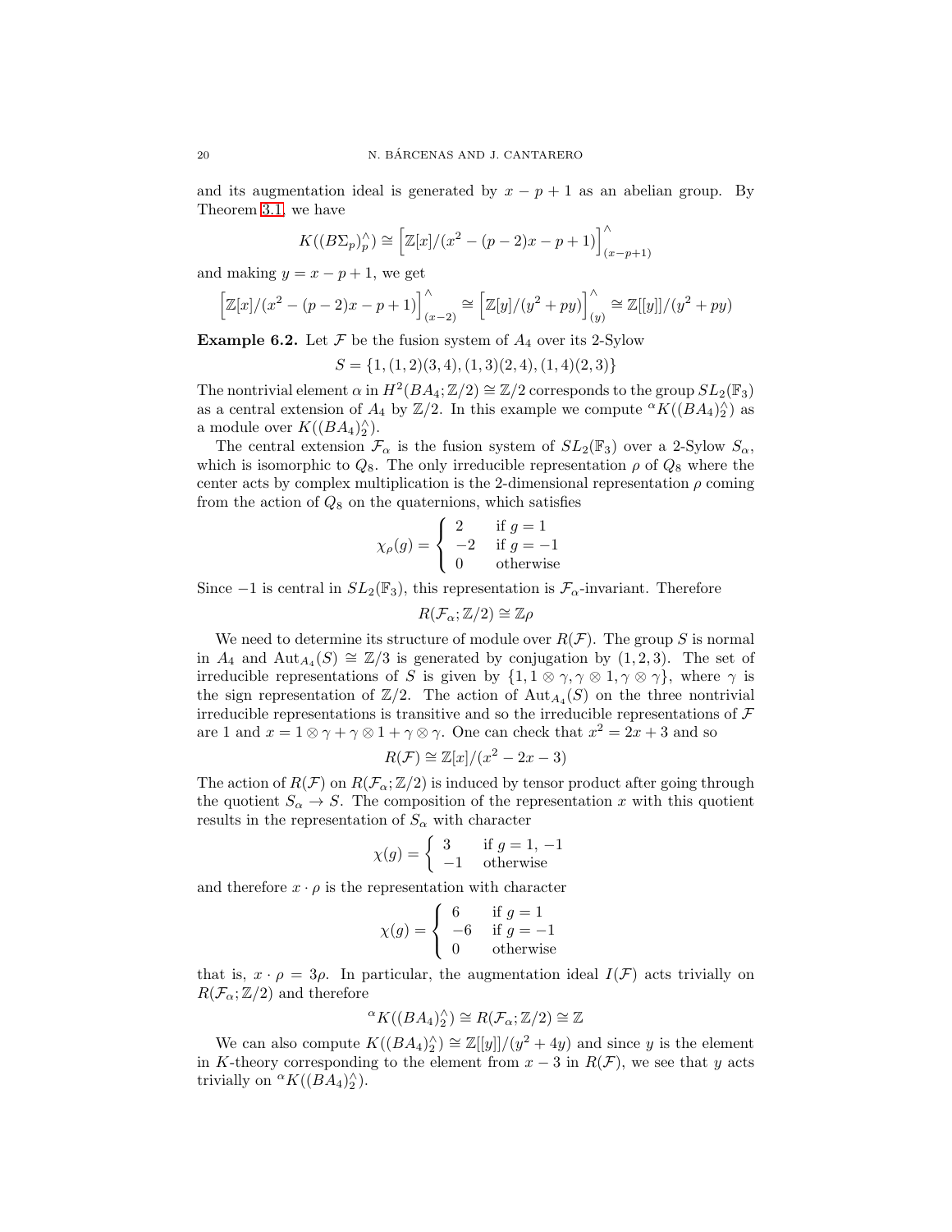and its augmentation ideal is generated by $x - p + 1$ as an abelian group. By Theorem 3.1, we have

$$K((B\Sigma_p)^\wedge_p) \cong \Big[\mathbb{Z}[x]/(x^2 - (p-2)x - p + 1)\Big]^\wedge_{(x-p+1)}$$

and making $y = x - p + 1$, we get

$$\Big[\mathbb{Z}[x]/(x^2 - (p-2)x - p + 1)\Big]^\wedge_{(x-2)} \cong \Big[\mathbb{Z}[y]/(y^2 + py)\Big]^\wedge_{(y)} \cong \mathbb{Z}[[y]]/(y^2 + py)$$

**Example 6.2.** Let $\mathcal{F}$ be the fusion system of $A_4$ over its 2-Sylow

$$S = \{1, (1,2)(3,4), (1,3)(2,4), (1,4)(2,3)\}$$

The nontrivial element $\alpha$ in $H^2(BA_4;\mathbb{Z}/2) \cong \mathbb{Z}/2$ corresponds to the group $SL_2(\mathbb{F}_3)$ as a central extension of $A_4$ by $\mathbb{Z}/2$. In this example we compute ${}^{\alpha}K((BA_4)^\wedge_2)$ as a module over $K((BA_4)^\wedge_2)$.

The central extension $\mathcal{F}_\alpha$ is the fusion system of $SL_2(\mathbb{F}_3)$ over a 2-Sylow $S_\alpha$, which is isomorphic to $Q_8$. The only irreducible representation $\rho$ of $Q_8$ where the center acts by complex multiplication is the 2-dimensional representation $\rho$ coming from the action of $Q_8$ on the quaternions, which satisfies

$$\chi_\rho(g) = \begin{cases} 2 & \text{if } g = 1 \\ -2 & \text{if } g = -1 \\ 0 & \text{otherwise} \end{cases}$$

Since $-1$ is central in $SL_2(\mathbb{F}_3)$, this representation is $\mathcal{F}_\alpha$-invariant. Therefore

$$R(\mathcal{F}_\alpha;\mathbb{Z}/2) \cong \mathbb{Z}\rho$$

We need to determine its structure of module over $R(\mathcal{F})$. The group $S$ is normal in $A_4$ and $\mathrm{Aut}_{A_4}(S) \cong \mathbb{Z}/3$ is generated by conjugation by $(1,2,3)$. The set of irreducible representations of $S$ is given by $\{1, 1\otimes\gamma, \gamma\otimes 1, \gamma\otimes\gamma\}$, where $\gamma$ is the sign representation of $\mathbb{Z}/2$. The action of $\mathrm{Aut}_{A_4}(S)$ on the three nontrivial irreducible representations is transitive and so the irreducible representations of $\mathcal{F}$ are 1 and $x = 1\otimes\gamma + \gamma\otimes 1 + \gamma\otimes\gamma$. One can check that $x^2 = 2x + 3$ and so

$$R(\mathcal{F}) \cong \mathbb{Z}[x]/(x^2 - 2x - 3)$$

The action of $R(\mathcal{F})$ on $R(\mathcal{F}_\alpha;\mathbb{Z}/2)$ is induced by tensor product after going through the quotient $S_\alpha \to S$. The composition of the representation $x$ with this quotient results in the representation of $S_\alpha$ with character

$$\chi(g) = \begin{cases} 3 & \text{if } g = 1, -1 \\ -1 & \text{otherwise} \end{cases}$$

and therefore $x \cdot \rho$ is the representation with character

$$\chi(g) = \begin{cases} 6 & \text{if } g = 1 \\ -6 & \text{if } g = -1 \\ 0 & \text{otherwise} \end{cases}$$

that is, $x \cdot \rho = 3\rho$. In particular, the augmentation ideal $I(\mathcal{F})$ acts trivially on $R(\mathcal{F}_\alpha;\mathbb{Z}/2)$ and therefore

$${}^{\alpha}K((BA_4)^\wedge_2) \cong R(\mathcal{F}_\alpha;\mathbb{Z}/2) \cong \mathbb{Z}$$

We can also compute $K((BA_4)^\wedge_2) \cong \mathbb{Z}[[y]]/(y^2 + 4y)$ and since $y$ is the element in $K$-theory corresponding to the element from $x - 3$ in $R(\mathcal{F})$, we see that $y$ acts trivially on ${}^{\alpha}K((BA_4)^\wedge_2)$.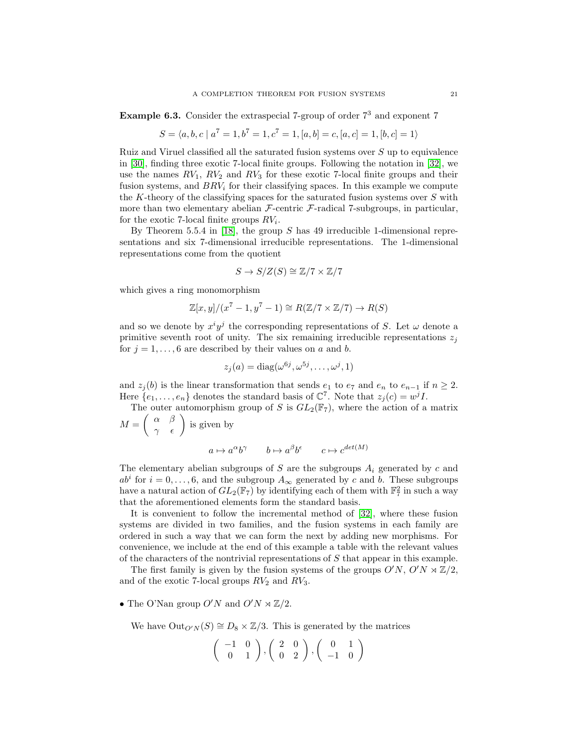**Example 6.3.** Consider the extraspecial 7-group of order $7^3$ and exponent 7

$$S = \langle a, b, c \mid a^7 = 1, b^7 = 1, c^7 = 1, [a, b] = c, [a, c] = 1, [b, c] = 1\rangle$$

Ruiz and Viruel classified all the saturated fusion systems over $S$ up to equivalence in [30], finding three exotic 7-local finite groups. Following the notation in [32], we use the names $RV_1$, $RV_2$ and $RV_3$ for these exotic 7-local finite groups and their fusion systems, and $BRV_i$ for their classifying spaces. In this example we compute the $K$-theory of the classifying spaces for the saturated fusion systems over $S$ with more than two elementary abelian $\mathcal{F}$-centric $\mathcal{F}$-radical 7-subgroups, in particular, for the exotic 7-local finite groups $RV_i$.

By Theorem 5.5.4 in [18], the group $S$ has 49 irreducible 1-dimensional representations and six 7-dimensional irreducible representations. The 1-dimensional representations come from the quotient

$$S \to S/Z(S) \cong \mathbb{Z}/7 \times \mathbb{Z}/7$$

which gives a ring monomorphism

$$\mathbb{Z}[x, y]/(x^7 - 1, y^7 - 1) \cong R(\mathbb{Z}/7 \times \mathbb{Z}/7) \to R(S)$$

and so we denote by $x^i y^j$ the corresponding representations of $S$. Let $\omega$ denote a primitive seventh root of unity. The six remaining irreducible representations $z_j$ for $j = 1, \ldots, 6$ are described by their values on $a$ and $b$.

$$z_j(a) = \mathrm{diag}(\omega^{6j}, \omega^{5j}, \ldots, \omega^{j}, 1)$$

and $z_j(b)$ is the linear transformation that sends $e_1$ to $e_7$ and $e_n$ to $e_{n-1}$ if $n \geq 2$. Here $\{e_1, \ldots, e_n\}$ denotes the standard basis of $\mathbb{C}^7$. Note that $z_j(c) = w^j I$.

The outer automorphism group of $S$ is $GL_2(\mathbb{F}_7)$, where the action of a matrix $M = \begin{pmatrix} \alpha & \beta \\ \gamma & \epsilon \end{pmatrix}$ is given by

$$a \mapsto a^{\alpha} b^{\gamma} \qquad b \mapsto a^{\beta} b^{\epsilon} \qquad c \mapsto c^{det(M)}$$

The elementary abelian subgroups of $S$ are the subgroups $A_i$ generated by $c$ and $ab^i$ for $i = 0, \ldots, 6$, and the subgroup $A_\infty$ generated by $c$ and $b$. These subgroups have a natural action of $GL_2(\mathbb{F}_7)$ by identifying each of them with $\mathbb{F}_7^2$ in such a way that the aforementioned elements form the standard basis.

It is convenient to follow the incremental method of [32], where these fusion systems are divided in two families, and the fusion systems in each family are ordered in such a way that we can form the next by adding new morphisms. For convenience, we include at the end of this example a table with the relevant values of the characters of the nontrivial representations of $S$ that appear in this example.

The first family is given by the fusion systems of the groups $O'N$, $O'N \rtimes \mathbb{Z}/2$, and of the exotic 7-local groups $RV_2$ and $RV_3$.

- The O'Nan group $O'N$ and $O'N \rtimes \mathbb{Z}/2$.

  We have $\mathrm{Out}_{O'N}(S) \cong D_8 \times \mathbb{Z}/3$. This is generated by the matrices

$$\begin{pmatrix} -1 & 0 \\ 0 & 1 \end{pmatrix}, \begin{pmatrix} 2 & 0 \\ 0 & 2 \end{pmatrix}, \begin{pmatrix} 0 & 1 \\ -1 & 0 \end{pmatrix}$$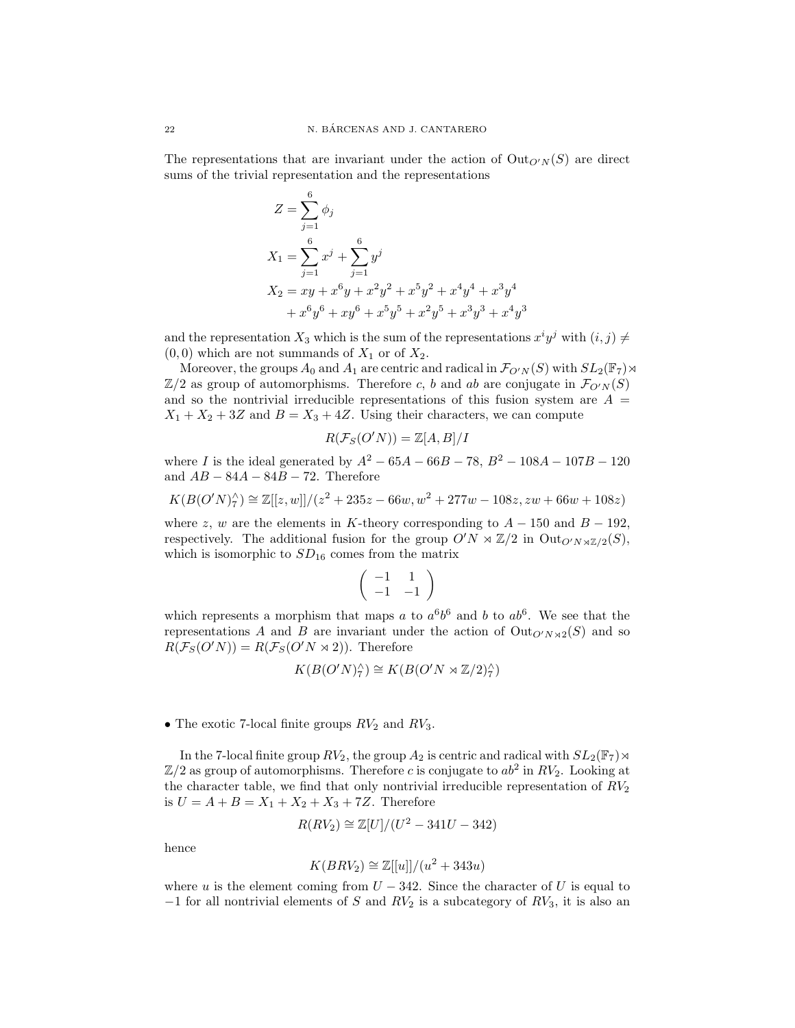The representations that are invariant under the action of $\mathrm{Out}_{O'N}(S)$ are direct sums of the trivial representation and the representations

$$
\begin{aligned}
Z &= \sum_{j=1}^{6} \phi_j \\
X_1 &= \sum_{j=1}^{6} x^j + \sum_{j=1}^{6} y^j \\
X_2 &= xy + x^6y + x^2y^2 + x^5y^2 + x^4y^4 + x^3y^4 \\
&\quad + x^6y^6 + xy^6 + x^5y^5 + x^2y^5 + x^3y^3 + x^4y^3
\end{aligned}
$$

and the representation $X_3$ which is the sum of the representations $x^iy^j$ with $(i,j) \neq (0,0)$ which are not summands of $X_1$ or of $X_2$.

Moreover, the groups $A_0$ and $A_1$ are centric and radical in $\mathcal{F}_{O'N}(S)$ with $SL_2(\mathbb{F}_7) \rtimes \mathbb{Z}/2$ as group of automorphisms. Therefore $c$, $b$ and $ab$ are conjugate in $\mathcal{F}_{O'N}(S)$ and so the nontrivial irreducible representations of this fusion system are $A = X_1 + X_2 + 3Z$ and $B = X_3 + 4Z$. Using their characters, we can compute

$$
R(\mathcal{F}_S(O'N)) = \mathbb{Z}[A, B]/I
$$

where $I$ is the ideal generated by $A^2 - 65A - 66B - 78$, $B^2 - 108A - 107B - 120$ and $AB - 84A - 84B - 72$. Therefore

$$
K(B(O'N)^\wedge_7) \cong \mathbb{Z}[[z, w]]/(z^2 + 235z - 66w, w^2 + 277w - 108z, zw + 66w + 108z)
$$

where $z$, $w$ are the elements in $K$-theory corresponding to $A - 150$ and $B - 192$, respectively. The additional fusion for the group $O'N \rtimes \mathbb{Z}/2$ in $\mathrm{Out}_{O'N \rtimes \mathbb{Z}/2}(S)$, which is isomorphic to $SD_{16}$ comes from the matrix

$$
\begin{pmatrix} -1 & 1 \\ -1 & -1 \end{pmatrix}
$$

which represents a morphism that maps $a$ to $a^6b^6$ and $b$ to $ab^6$. We see that the representations $A$ and $B$ are invariant under the action of $\mathrm{Out}_{O'N \rtimes 2}(S)$ and so $R(\mathcal{F}_S(O'N)) = R(\mathcal{F}_S(O'N \rtimes 2))$. Therefore

$$
K(B(O'N)^\wedge_7) \cong K(B(O'N \rtimes \mathbb{Z}/2)^\wedge_7)
$$

- The exotic 7-local finite groups $RV_2$ and $RV_3$.

In the 7-local finite group $RV_2$, the group $A_2$ is centric and radical with $SL_2(\mathbb{F}_7) \rtimes \mathbb{Z}/2$ as group of automorphisms. Therefore $c$ is conjugate to $ab^2$ in $RV_2$. Looking at the character table, we find that only nontrivial irreducible representation of $RV_2$ is $U = A + B = X_1 + X_2 + X_3 + 7Z$. Therefore

$$
R(RV_2) \cong \mathbb{Z}[U]/(U^2 - 341U - 342)
$$

hence

$$
K(BRV_2) \cong \mathbb{Z}[[u]]/(u^2 + 343u)
$$

where $u$ is the element coming from $U - 342$. Since the character of $U$ is equal to $-1$ for all nontrivial elements of $S$ and $RV_2$ is a subcategory of $RV_3$, it is also an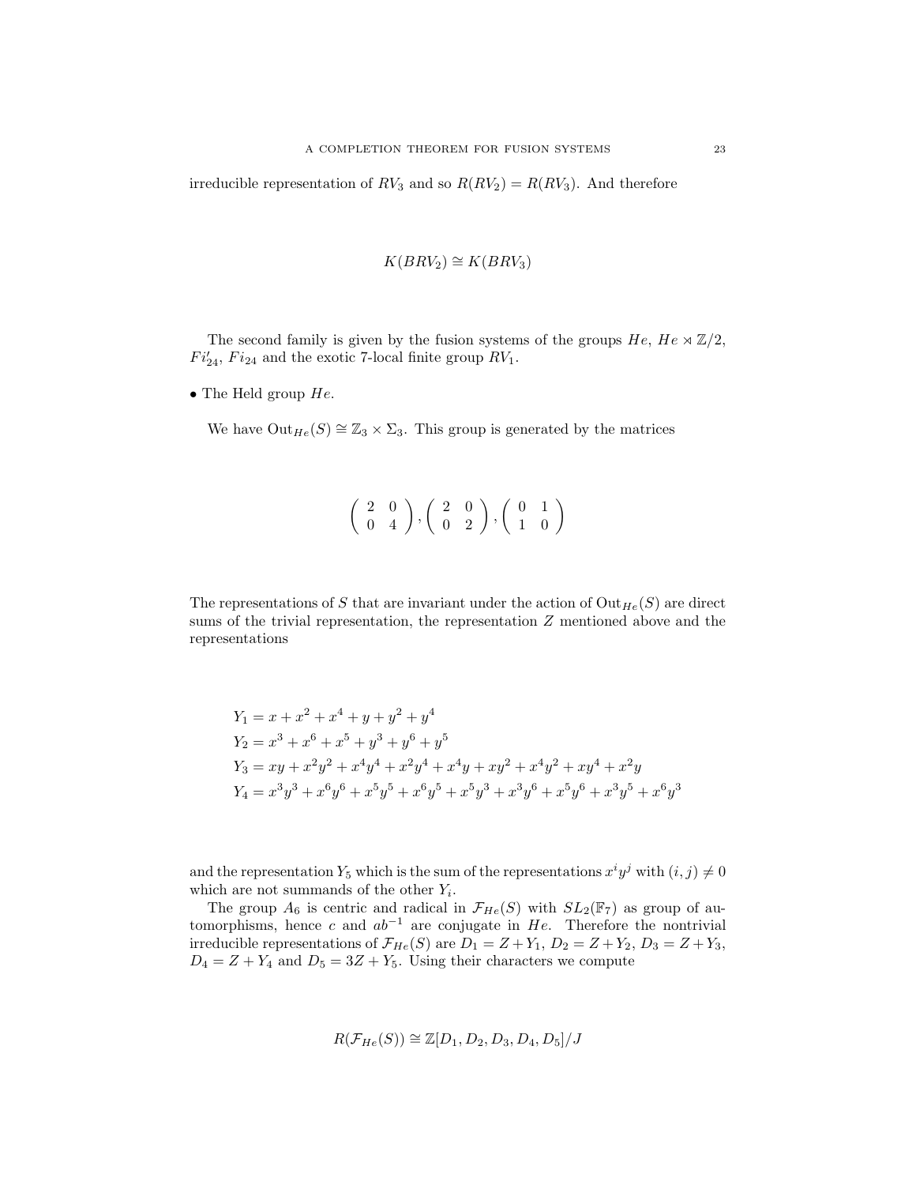irreducible representation of $RV_3$ and so $R(RV_2) = R(RV_3)$. And therefore

$$K(BRV_2) \cong K(BRV_3)$$

The second family is given by the fusion systems of the groups $He$, $He \rtimes \mathbb{Z}/2$, $Fi'_{24}$, $Fi_{24}$ and the exotic 7-local finite group $RV_1$.

- The Held group $He$.

We have $\mathrm{Out}_{He}(S) \cong \mathbb{Z}_3 \times \Sigma_3$. This group is generated by the matrices

$$\begin{pmatrix} 2 & 0 \\ 0 & 4 \end{pmatrix}, \begin{pmatrix} 2 & 0 \\ 0 & 2 \end{pmatrix}, \begin{pmatrix} 0 & 1 \\ 1 & 0 \end{pmatrix}$$

The representations of $S$ that are invariant under the action of $\mathrm{Out}_{He}(S)$ are direct sums of the trivial representation, the representation $Z$ mentioned above and the representations

$$\begin{aligned}
Y_1 &= x + x^2 + x^4 + y + y^2 + y^4 \\
Y_2 &= x^3 + x^6 + x^5 + y^3 + y^6 + y^5 \\
Y_3 &= xy + x^2y^2 + x^4y^4 + x^2y^4 + x^4y + xy^2 + x^4y^2 + xy^4 + x^2y \\
Y_4 &= x^3y^3 + x^6y^6 + x^5y^5 + x^6y^5 + x^5y^3 + x^3y^6 + x^5y^6 + x^3y^5 + x^6y^3
\end{aligned}$$

and the representation $Y_5$ which is the sum of the representations $x^iy^j$ with $(i,j) \neq 0$ which are not summands of the other $Y_i$.

The group $A_6$ is centric and radical in $\mathcal{F}_{He}(S)$ with $SL_2(\mathbb{F}_7)$ as group of automorphisms, hence $c$ and $ab^{-1}$ are conjugate in $He$. Therefore the nontrivial irreducible representations of $\mathcal{F}_{He}(S)$ are $D_1 = Z + Y_1$, $D_2 = Z + Y_2$, $D_3 = Z + Y_3$, $D_4 = Z + Y_4$ and $D_5 = 3Z + Y_5$. Using their characters we compute

$$R(\mathcal{F}_{He}(S)) \cong \mathbb{Z}[D_1, D_2, D_3, D_4, D_5]/J$$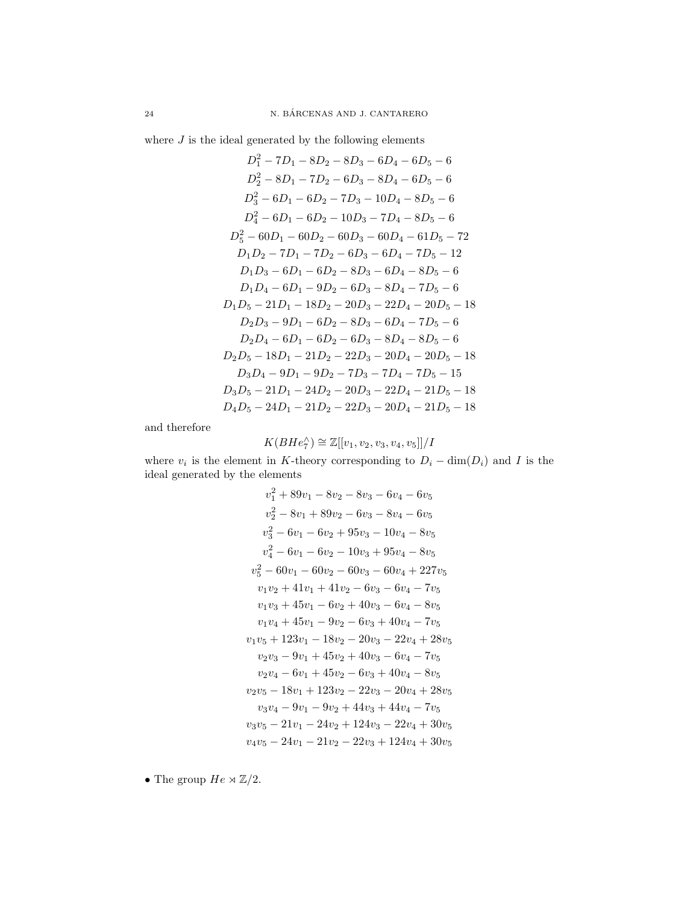where $J$ is the ideal generated by the following elements

$$D_1^2 - 7D_1 - 8D_2 - 8D_3 - 6D_4 - 6D_5 - 6$$
$$D_2^2 - 8D_1 - 7D_2 - 6D_3 - 8D_4 - 6D_5 - 6$$
$$D_3^2 - 6D_1 - 6D_2 - 7D_3 - 10D_4 - 8D_5 - 6$$
$$D_4^2 - 6D_1 - 6D_2 - 10D_3 - 7D_4 - 8D_5 - 6$$
$$D_5^2 - 60D_1 - 60D_2 - 60D_3 - 60D_4 - 61D_5 - 72$$
$$D_1D_2 - 7D_1 - 7D_2 - 6D_3 - 6D_4 - 7D_5 - 12$$
$$D_1D_3 - 6D_1 - 6D_2 - 8D_3 - 6D_4 - 8D_5 - 6$$
$$D_1D_4 - 6D_1 - 9D_2 - 6D_3 - 8D_4 - 7D_5 - 6$$
$$D_1D_5 - 21D_1 - 18D_2 - 20D_3 - 22D_4 - 20D_5 - 18$$
$$D_2D_3 - 9D_1 - 6D_2 - 8D_3 - 6D_4 - 7D_5 - 6$$
$$D_2D_4 - 6D_1 - 6D_2 - 6D_3 - 8D_4 - 8D_5 - 6$$
$$D_2D_5 - 18D_1 - 21D_2 - 22D_3 - 20D_4 - 20D_5 - 18$$
$$D_3D_4 - 9D_1 - 9D_2 - 7D_3 - 7D_4 - 7D_5 - 15$$
$$D_3D_5 - 21D_1 - 24D_2 - 20D_3 - 22D_4 - 21D_5 - 18$$
$$D_4D_5 - 24D_1 - 21D_2 - 22D_3 - 20D_4 - 21D_5 - 18$$

and therefore

$$K(BHe_7^\wedge) \cong \mathbb{Z}[[v_1, v_2, v_3, v_4, v_5]]/I$$

where $v_i$ is the element in $K$-theory corresponding to $D_i - \dim(D_i)$ and $I$ is the ideal generated by the elements

$$v_1^2 + 89v_1 - 8v_2 - 8v_3 - 6v_4 - 6v_5$$
$$v_2^2 - 8v_1 + 89v_2 - 6v_3 - 8v_4 - 6v_5$$
$$v_3^2 - 6v_1 - 6v_2 + 95v_3 - 10v_4 - 8v_5$$
$$v_4^2 - 6v_1 - 6v_2 - 10v_3 + 95v_4 - 8v_5$$
$$v_5^2 - 60v_1 - 60v_2 - 60v_3 - 60v_4 + 227v_5$$
$$v_1v_2 + 41v_1 + 41v_2 - 6v_3 - 6v_4 - 7v_5$$
$$v_1v_3 + 45v_1 - 6v_2 + 40v_3 - 6v_4 - 8v_5$$
$$v_1v_4 + 45v_1 - 9v_2 - 6v_3 + 40v_4 - 7v_5$$
$$v_1v_5 + 123v_1 - 18v_2 - 20v_3 - 22v_4 + 28v_5$$
$$v_2v_3 - 9v_1 + 45v_2 + 40v_3 - 6v_4 - 7v_5$$
$$v_2v_4 - 6v_1 + 45v_2 - 6v_3 + 40v_4 - 8v_5$$
$$v_2v_5 - 18v_1 + 123v_2 - 22v_3 - 20v_4 + 28v_5$$
$$v_3v_4 - 9v_1 - 9v_2 + 44v_3 + 44v_4 - 7v_5$$
$$v_3v_5 - 21v_1 - 24v_2 + 124v_3 - 22v_4 + 30v_5$$
$$v_4v_5 - 24v_1 - 21v_2 - 22v_3 + 124v_4 + 30v_5$$

- The group $He \rtimes \mathbb{Z}/2$.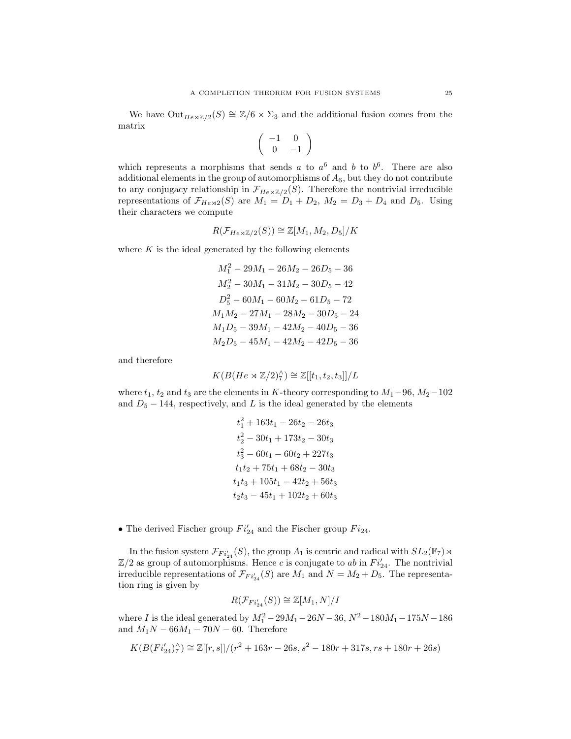We have $\mathrm{Out}_{He\rtimes\mathbb{Z}/2}(S) \cong \mathbb{Z}/6 \times \Sigma_3$ and the additional fusion comes from the matrix

$$\begin{pmatrix} -1 & 0 \\ 0 & -1 \end{pmatrix}$$

which represents a morphisms that sends $a$ to $a^6$ and $b$ to $b^6$. There are also additional elements in the group of automorphisms of $A_6$, but they do not contribute to any conjugacy relationship in $\mathcal{F}_{He\rtimes\mathbb{Z}/2}(S)$. Therefore the nontrivial irreducible representations of $\mathcal{F}_{He\rtimes 2}(S)$ are $M_1 = D_1 + D_2$, $M_2 = D_3 + D_4$ and $D_5$. Using their characters we compute

$$R(\mathcal{F}_{He\rtimes\mathbb{Z}/2}(S)) \cong \mathbb{Z}[M_1, M_2, D_5]/K$$

where $K$ is the ideal generated by the following elements

$$\begin{gathered}
M_1^2 - 29M_1 - 26M_2 - 26D_5 - 36 \\
M_2^2 - 30M_1 - 31M_2 - 30D_5 - 42 \\
D_5^2 - 60M_1 - 60M_2 - 61D_5 - 72 \\
M_1M_2 - 27M_1 - 28M_2 - 30D_5 - 24 \\
M_1D_5 - 39M_1 - 42M_2 - 40D_5 - 36 \\
M_2D_5 - 45M_1 - 42M_2 - 42D_5 - 36
\end{gathered}$$

and therefore

$$K(B(He \rtimes \mathbb{Z}/2)^{\wedge}_7) \cong \mathbb{Z}[[t_1, t_2, t_3]]/L$$

where $t_1$, $t_2$ and $t_3$ are the elements in $K$-theory corresponding to $M_1 - 96$, $M_2 - 102$ and $D_5 - 144$, respectively, and $L$ is the ideal generated by the elements

$$\begin{gathered}
t_1^2 + 163t_1 - 26t_2 - 26t_3 \\
t_2^2 - 30t_1 + 173t_2 - 30t_3 \\
t_3^2 - 60t_1 - 60t_2 + 227t_3 \\
t_1t_2 + 75t_1 + 68t_2 - 30t_3 \\
t_1t_3 + 105t_1 - 42t_2 + 56t_3 \\
t_2t_3 - 45t_1 + 102t_2 + 60t_3
\end{gathered}$$

- The derived Fischer group $Fi_{24}'$ and the Fischer group $Fi_{24}$.

In the fusion system $\mathcal{F}_{Fi_{24}'}(S)$, the group $A_1$ is centric and radical with $SL_2(\mathbb{F}_7) \rtimes \mathbb{Z}/2$ as group of automorphisms. Hence $c$ is conjugate to $ab$ in $Fi_{24}'$. The nontrivial irreducible representations of $\mathcal{F}_{Fi_{24}'}(S)$ are $M_1$ and $N = M_2 + D_5$. The representation ring is given by

$$R(\mathcal{F}_{Fi_{24}'}(S)) \cong \mathbb{Z}[M_1, N]/I$$

where $I$ is the ideal generated by $M_1^2 - 29M_1 - 26N - 36$, $N^2 - 180M_1 - 175N - 186$ and $M_1N - 66M_1 - 70N - 60$. Therefore

$$K(B(Fi_{24}')^{\wedge}_7) \cong \mathbb{Z}[[r, s]]/(r^2 + 163r - 26s, s^2 - 180r + 317s, rs + 180r + 26s)$$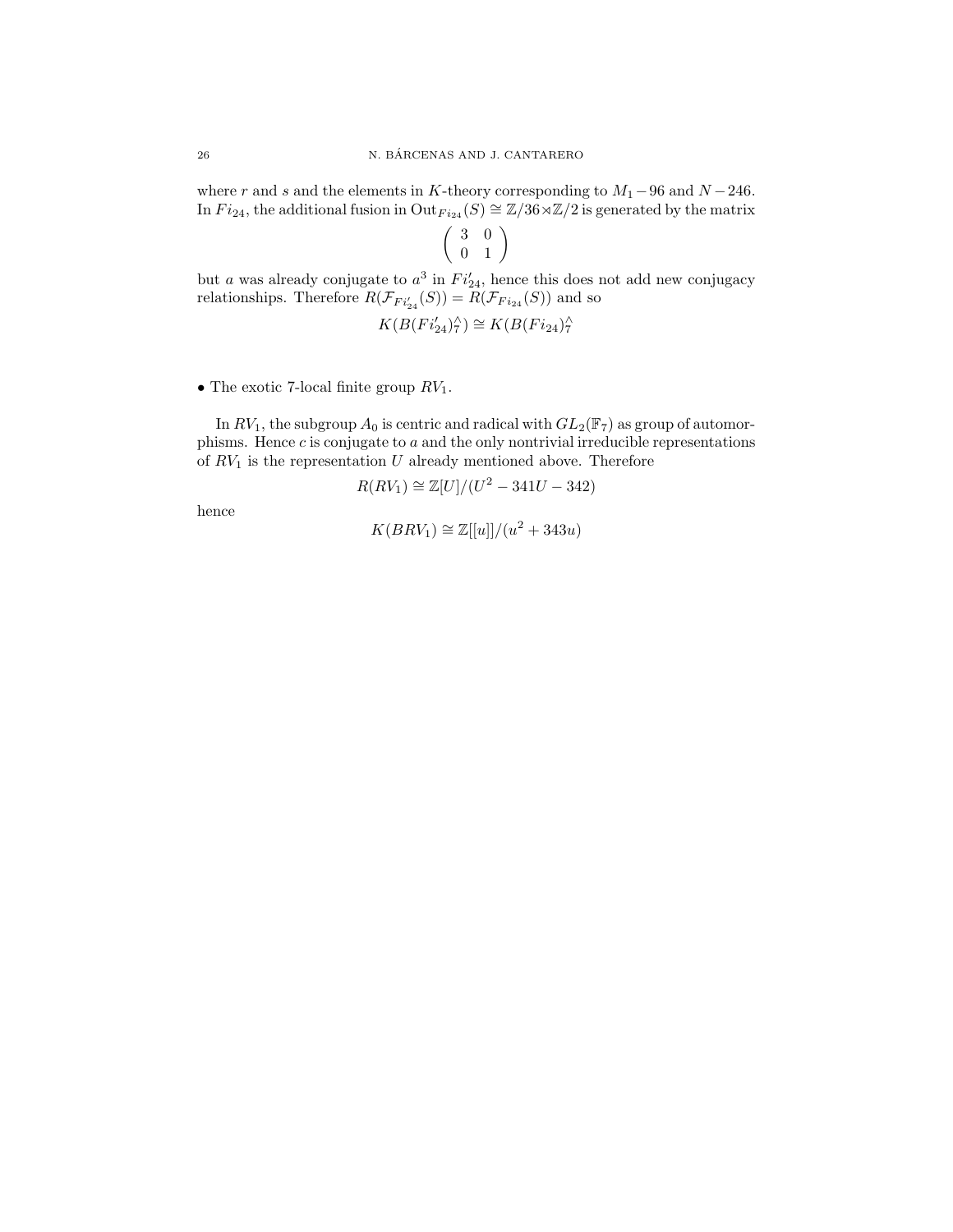where $r$ and $s$ and the elements in $K$-theory corresponding to $M_1 - 96$ and $N - 246$. In $Fi_{24}$, the additional fusion in $\mathrm{Out}_{Fi_{24}}(S) \cong \mathbb{Z}/36 \rtimes \mathbb{Z}/2$ is generated by the matrix

$$\begin{pmatrix} 3 & 0 \\ 0 & 1 \end{pmatrix}$$

but $a$ was already conjugate to $a^3$ in $Fi_{24}'$, hence this does not add new conjugacy relationships. Therefore $R(\mathcal{F}_{Fi_{24}'}(S)) = R(\mathcal{F}_{Fi_{24}}(S))$ and so

$$K(B(Fi_{24}')^\wedge_7) \cong K(B(Fi_{24})^\wedge_7$$

- The exotic 7-local finite group $RV_1$.

In $RV_1$, the subgroup $A_0$ is centric and radical with $GL_2(\mathbb{F}_7)$ as group of automorphisms. Hence $c$ is conjugate to $a$ and the only nontrivial irreducible representations of $RV_1$ is the representation $U$ already mentioned above. Therefore

$$R(RV_1) \cong \mathbb{Z}[U]/(U^2 - 341U - 342)$$

hence

$$K(BRV_1) \cong \mathbb{Z}[[u]]/(u^2 + 343u)$$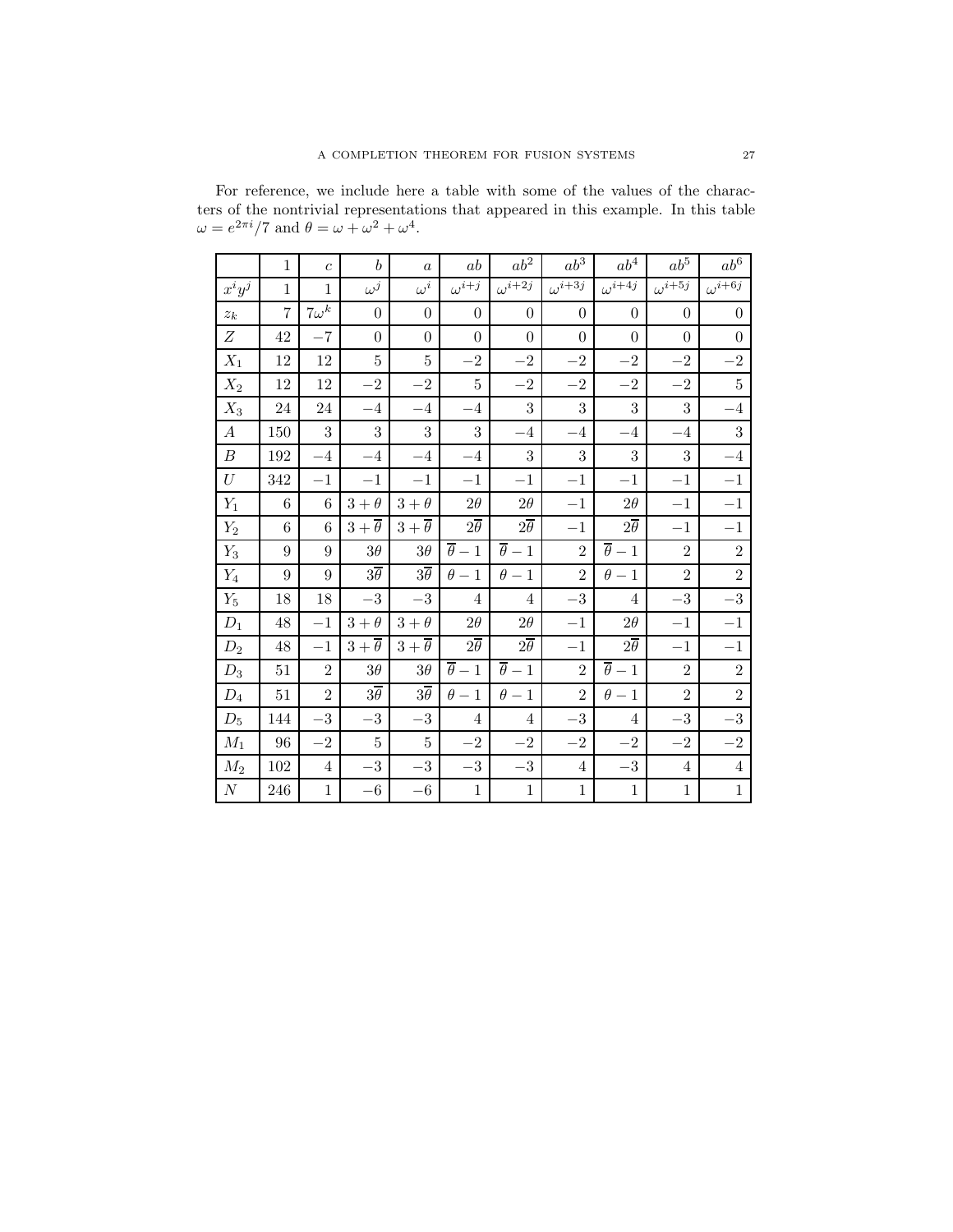For reference, we include here a table with some of the values of the characters of the nontrivial representations that appeared in this example. In this table $\omega = e^{2\pi i}/7$ and $\theta = \omega + \omega^2 + \omega^4$.

| | $1$ | $c$ | $b$ | $a$ | $ab$ | $ab^2$ | $ab^3$ | $ab^4$ | $ab^5$ | $ab^6$ |
|---|---|---|---|---|---|---|---|---|---|---|
| $x^i y^j$ | $1$ | $1$ | $\omega^j$ | $\omega^i$ | $\omega^{i+j}$ | $\omega^{i+2j}$ | $\omega^{i+3j}$ | $\omega^{i+4j}$ | $\omega^{i+5j}$ | $\omega^{i+6j}$ |
| $z_k$ | $7$ | $7\omega^k$ | $0$ | $0$ | $0$ | $0$ | $0$ | $0$ | $0$ | $0$ |
| $Z$ | $42$ | $-7$ | $0$ | $0$ | $0$ | $0$ | $0$ | $0$ | $0$ | $0$ |
| $X_1$ | $12$ | $12$ | $5$ | $5$ | $-2$ | $-2$ | $-2$ | $-2$ | $-2$ | $-2$ |
| $X_2$ | $12$ | $12$ | $-2$ | $-2$ | $5$ | $-2$ | $-2$ | $-2$ | $-2$ | $5$ |
| $X_3$ | $24$ | $24$ | $-4$ | $-4$ | $-4$ | $3$ | $3$ | $3$ | $3$ | $-4$ |
| $A$ | $150$ | $3$ | $3$ | $3$ | $3$ | $-4$ | $-4$ | $-4$ | $-4$ | $3$ |
| $B$ | $192$ | $-4$ | $-4$ | $-4$ | $-4$ | $3$ | $3$ | $3$ | $3$ | $-4$ |
| $U$ | $342$ | $-1$ | $-1$ | $-1$ | $-1$ | $-1$ | $-1$ | $-1$ | $-1$ | $-1$ |
| $Y_1$ | $6$ | $6$ | $3+\theta$ | $3+\theta$ | $2\theta$ | $2\theta$ | $-1$ | $2\theta$ | $-1$ | $-1$ |
| $Y_2$ | $6$ | $6$ | $3+\overline{\theta}$ | $3+\overline{\theta}$ | $2\overline{\theta}$ | $2\overline{\theta}$ | $-1$ | $2\overline{\theta}$ | $-1$ | $-1$ |
| $Y_3$ | $9$ | $9$ | $3\theta$ | $3\theta$ | $\overline{\theta}-1$ | $\overline{\theta}-1$ | $2$ | $\overline{\theta}-1$ | $2$ | $2$ |
| $Y_4$ | $9$ | $9$ | $3\overline{\theta}$ | $3\overline{\theta}$ | $\theta-1$ | $\theta-1$ | $2$ | $\theta-1$ | $2$ | $2$ |
| $Y_5$ | $18$ | $18$ | $-3$ | $-3$ | $4$ | $4$ | $-3$ | $4$ | $-3$ | $-3$ |
| $D_1$ | $48$ | $-1$ | $3+\theta$ | $3+\theta$ | $2\theta$ | $2\theta$ | $-1$ | $2\theta$ | $-1$ | $-1$ |
| $D_2$ | $48$ | $-1$ | $3+\overline{\theta}$ | $3+\overline{\theta}$ | $2\overline{\theta}$ | $2\overline{\theta}$ | $-1$ | $2\overline{\theta}$ | $-1$ | $-1$ |
| $D_3$ | $51$ | $2$ | $3\theta$ | $3\theta$ | $\overline{\theta}-1$ | $\overline{\theta}-1$ | $2$ | $\overline{\theta}-1$ | $2$ | $2$ |
| $D_4$ | $51$ | $2$ | $3\overline{\theta}$ | $3\overline{\theta}$ | $\theta-1$ | $\theta-1$ | $2$ | $\theta-1$ | $2$ | $2$ |
| $D_5$ | $144$ | $-3$ | $-3$ | $-3$ | $4$ | $4$ | $-3$ | $4$ | $-3$ | $-3$ |
| $M_1$ | $96$ | $-2$ | $5$ | $5$ | $-2$ | $-2$ | $-2$ | $-2$ | $-2$ | $-2$ |
| $M_2$ | $102$ | $4$ | $-3$ | $-3$ | $-3$ | $-3$ | $4$ | $-3$ | $4$ | $4$ |
| $N$ | $246$ | $1$ | $-6$ | $-6$ | $1$ | $1$ | $1$ | $1$ | $1$ | $1$ |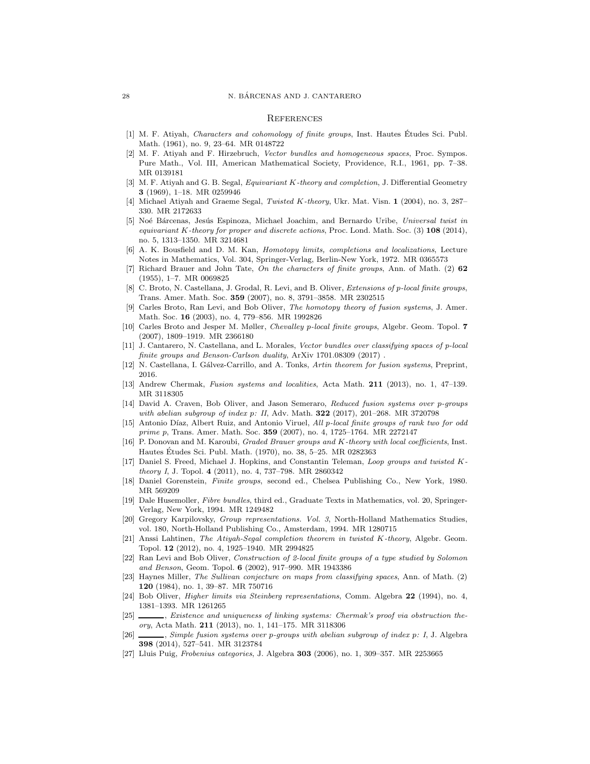## References

[1] M. F. Atiyah, *Characters and cohomology of finite groups*, Inst. Hautes Études Sci. Publ. Math. (1961), no. 9, 23–64. MR 0148722

[2] M. F. Atiyah and F. Hirzebruch, *Vector bundles and homogeneous spaces*, Proc. Sympos. Pure Math., Vol. III, American Mathematical Society, Providence, R.I., 1961, pp. 7–38. MR 0139181

[3] M. F. Atiyah and G. B. Segal, *Equivariant K-theory and completion*, J. Differential Geometry **3** (1969), 1–18. MR 0259946

[4] Michael Atiyah and Graeme Segal, *Twisted K-theory*, Ukr. Mat. Visn. **1** (2004), no. 3, 287–330. MR 2172633

[5] Noé Bárcenas, Jesús Espinoza, Michael Joachim, and Bernardo Uribe, *Universal twist in equivariant K-theory for proper and discrete actions*, Proc. Lond. Math. Soc. (3) **108** (2014), no. 5, 1313–1350. MR 3214681

[6] A. K. Bousfield and D. M. Kan, *Homotopy limits, completions and localizations*, Lecture Notes in Mathematics, Vol. 304, Springer-Verlag, Berlin-New York, 1972. MR 0365573

[7] Richard Brauer and John Tate, *On the characters of finite groups*, Ann. of Math. (2) **62** (1955), 1–7. MR 0069825

[8] C. Broto, N. Castellana, J. Grodal, R. Levi, and B. Oliver, *Extensions of p-local finite groups*, Trans. Amer. Math. Soc. **359** (2007), no. 8, 3791–3858. MR 2302515

[9] Carles Broto, Ran Levi, and Bob Oliver, *The homotopy theory of fusion systems*, J. Amer. Math. Soc. **16** (2003), no. 4, 779–856. MR 1992826

[10] Carles Broto and Jesper M. Møller, *Chevalley p-local finite groups*, Algebr. Geom. Topol. **7** (2007), 1809–1919. MR 2366180

[11] J. Cantarero, N. Castellana, and L. Morales, *Vector bundles over classifying spaces of p-local finite groups and Benson-Carlson duality*, ArXiv 1701.08309 (2017) .

[12] N. Castellana, I. Gálvez-Carrillo, and A. Tonks, *Artin theorem for fusion systems*, Preprint, 2016.

[13] Andrew Chermak, *Fusion systems and localities*, Acta Math. **211** (2013), no. 1, 47–139. MR 3118305

[14] David A. Craven, Bob Oliver, and Jason Semeraro, *Reduced fusion systems over p-groups with abelian subgroup of index p: II*, Adv. Math. **322** (2017), 201–268. MR 3720798

[15] Antonio Díaz, Albert Ruiz, and Antonio Viruel, *All p-local finite groups of rank two for odd prime p*, Trans. Amer. Math. Soc. **359** (2007), no. 4, 1725–1764. MR 2272147

[16] P. Donovan and M. Karoubi, *Graded Brauer groups and K-theory with local coefficients*, Inst. Hautes Études Sci. Publ. Math. (1970), no. 38, 5–25. MR 0282363

[17] Daniel S. Freed, Michael J. Hopkins, and Constantin Teleman, *Loop groups and twisted K-theory I*, J. Topol. **4** (2011), no. 4, 737–798. MR 2860342

[18] Daniel Gorenstein, *Finite groups*, second ed., Chelsea Publishing Co., New York, 1980. MR 569209

[19] Dale Husemoller, *Fibre bundles*, third ed., Graduate Texts in Mathematics, vol. 20, Springer-Verlag, New York, 1994. MR 1249482

[20] Gregory Karpilovsky, *Group representations. Vol. 3*, North-Holland Mathematics Studies, vol. 180, North-Holland Publishing Co., Amsterdam, 1994. MR 1280715

[21] Anssi Lahtinen, *The Atiyah-Segal completion theorem in twisted K-theory*, Algebr. Geom. Topol. **12** (2012), no. 4, 1925–1940. MR 2994825

[22] Ran Levi and Bob Oliver, *Construction of 2-local finite groups of a type studied by Solomon and Benson*, Geom. Topol. **6** (2002), 917–990. MR 1943386

[23] Haynes Miller, *The Sullivan conjecture on maps from classifying spaces*, Ann. of Math. (2) **120** (1984), no. 1, 39–87. MR 750716

[24] Bob Oliver, *Higher limits via Steinberg representations*, Comm. Algebra **22** (1994), no. 4, 1381–1393. MR 1261265

[25] ______, *Existence and uniqueness of linking systems: Chermak's proof via obstruction theory*, Acta Math. **211** (2013), no. 1, 141–175. MR 3118306

[26] ______, *Simple fusion systems over p-groups with abelian subgroup of index p: I*, J. Algebra **398** (2014), 527–541. MR 3123784

[27] Lluis Puig, *Frobenius categories*, J. Algebra **303** (2006), no. 1, 309–357. MR 2253665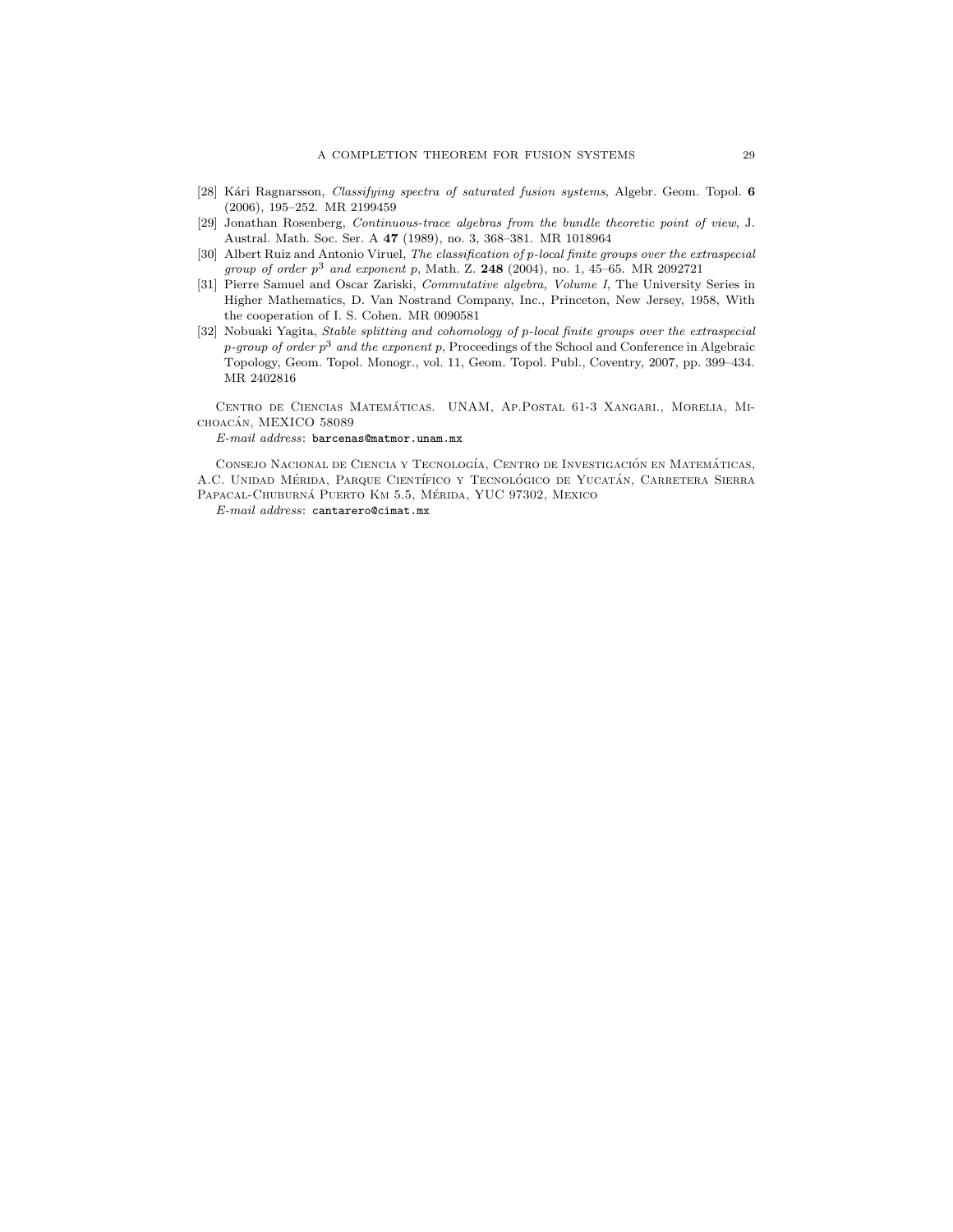[28] Kári Ragnarsson, *Classifying spectra of saturated fusion systems*, Algebr. Geom. Topol. **6** (2006), 195–252. MR 2199459

[29] Jonathan Rosenberg, *Continuous-trace algebras from the bundle theoretic point of view*, J. Austral. Math. Soc. Ser. A **47** (1989), no. 3, 368–381. MR 1018964

[30] Albert Ruiz and Antonio Viruel, *The classification of $p$-local finite groups over the extraspecial group of order $p^3$ and exponent $p$*, Math. Z. **248** (2004), no. 1, 45–65. MR 2092721

[31] Pierre Samuel and Oscar Zariski, *Commutative algebra, Volume I*, The University Series in Higher Mathematics, D. Van Nostrand Company, Inc., Princeton, New Jersey, 1958, With the cooperation of I. S. Cohen. MR 0090581

[32] Nobuaki Yagita, *Stable splitting and cohomology of $p$-local finite groups over the extraspecial $p$-group of order $p^3$ and the exponent $p$*, Proceedings of the School and Conference in Algebraic Topology, Geom. Topol. Monogr., vol. 11, Geom. Topol. Publ., Coventry, 2007, pp. 399–434. MR 2402816

Centro de Ciencias Matemáticas. UNAM, Ap.Postal 61-3 Xangari., Morelia, Michoacán, MEXICO 58089

*E-mail address*: barcenas@matmor.unam.mx

Consejo Nacional de Ciencia y Tecnología, Centro de Investigación en Matemáticas, A.C. Unidad Mérida, Parque Científico y Tecnológico de Yucatán, Carretera Sierra Papacal-Chuburná Puerto Km 5.5, Mérida, YUC 97302, Mexico

*E-mail address*: cantarero@cimat.mx